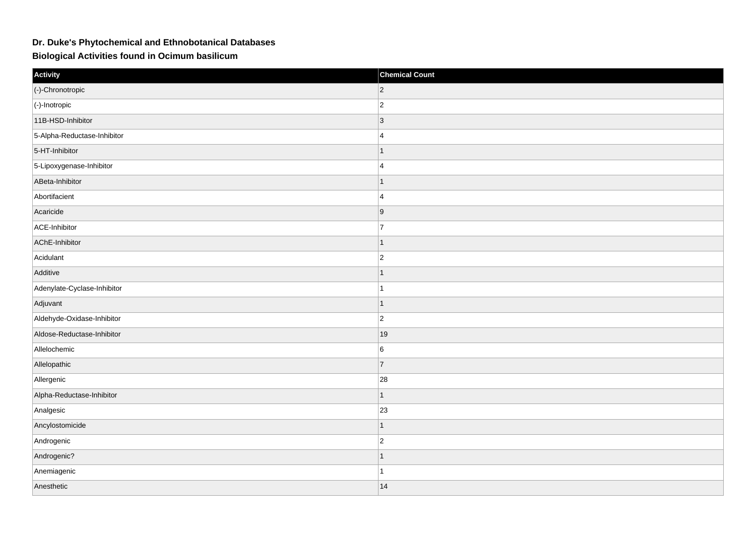# Dr. Duke's Phytochemical and Ethnobotanical Databases

## Biological Activities found in Ocimum basilicum

| Activity | Chemical Count |
| --- | --- |
| (-)-Chronotropic | 2 |
| (-)-Inotropic | 2 |
| 11B-HSD-Inhibitor | 3 |
| 5-Alpha-Reductase-Inhibitor | 4 |
| 5-HT-Inhibitor | 1 |
| 5-Lipoxygenase-Inhibitor | 4 |
| ABeta-Inhibitor | 1 |
| Abortifacient | 4 |
| Acaricide | 9 |
| ACE-Inhibitor | 7 |
| AChE-Inhibitor | 1 |
| Acidulant | 2 |
| Additive | 1 |
| Adenylate-Cyclase-Inhibitor | 1 |
| Adjuvant | 1 |
| Aldehyde-Oxidase-Inhibitor | 2 |
| Aldose-Reductase-Inhibitor | 19 |
| Allelochemic | 6 |
| Allelopathic | 7 |
| Allergenic | 28 |
| Alpha-Reductase-Inhibitor | 1 |
| Analgesic | 23 |
| Ancylostomicide | 1 |
| Androgenic | 2 |
| Androgenic? | 1 |
| Anemiagenic | 1 |
| Anesthetic | 14 |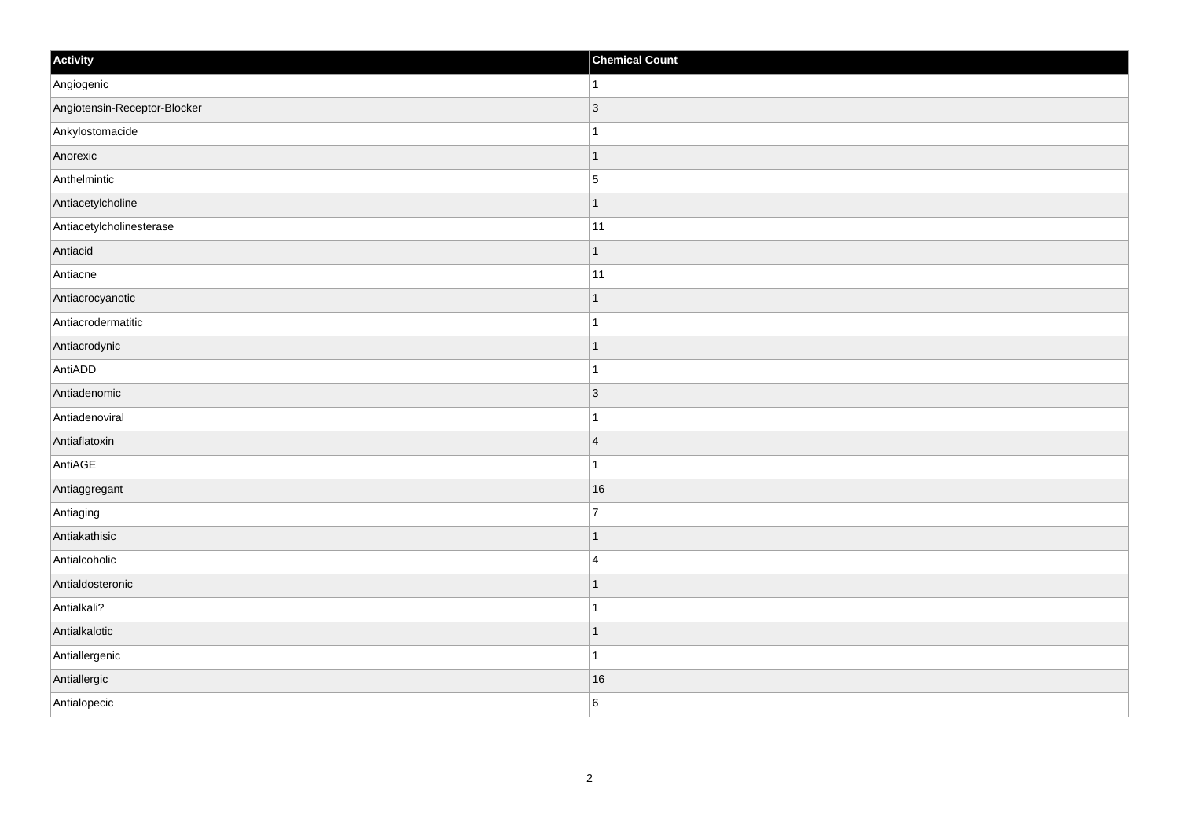| Activity | Chemical Count |
|---|---|
| Angiogenic | 1 |
| Angiotensin-Receptor-Blocker | 3 |
| Ankylostomacide | 1 |
| Anorexic | 1 |
| Anthelmintic | 5 |
| Antiacetylcholine | 1 |
| Antiacetylcholinesterase | 11 |
| Antiacid | 1 |
| Antiacne | 11 |
| Antiacrocyanotic | 1 |
| Antiacrodermatitic | 1 |
| Antiacrodynic | 1 |
| AntiADD | 1 |
| Antiadenomic | 3 |
| Antiadenoviral | 1 |
| Antiaflatoxin | 4 |
| AntiAGE | 1 |
| Antiaggregant | 16 |
| Antiaging | 7 |
| Antiakathisic | 1 |
| Antialcoholic | 4 |
| Antialdosteronic | 1 |
| Antialkali? | 1 |
| Antialkalotic | 1 |
| Antiallergenic | 1 |
| Antiallergic | 16 |
| Antialopecic | 6 |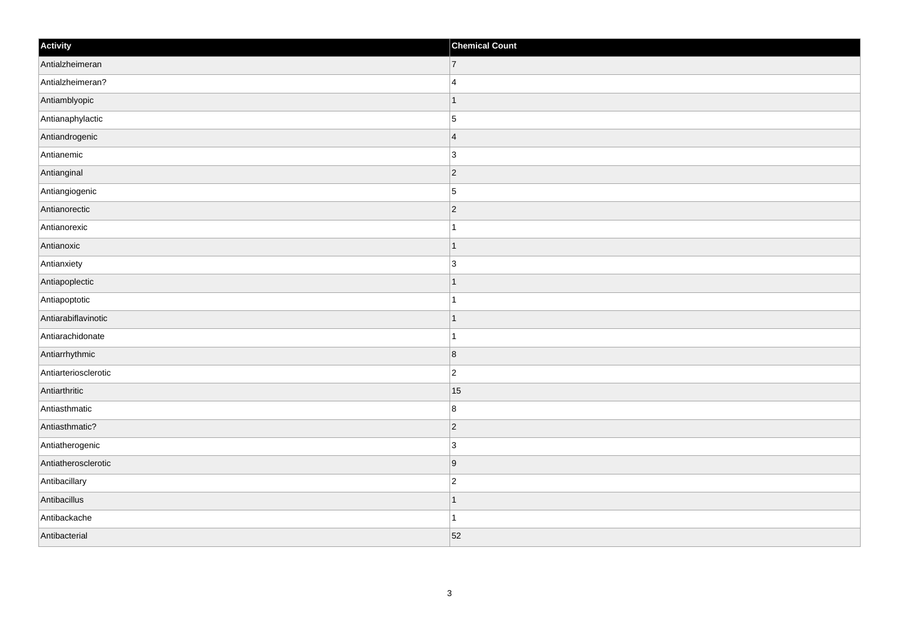| Activity | Chemical Count |
| --- | --- |
| Antialzheimeran | 7 |
| Antialzheimeran? | 4 |
| Antiamblyopic | 1 |
| Antianaphylactic | 5 |
| Antiandrogenic | 4 |
| Antianemic | 3 |
| Antianginal | 2 |
| Antiangiogenic | 5 |
| Antianorectic | 2 |
| Antianorexic | 1 |
| Antianoxic | 1 |
| Antianxiety | 3 |
| Antiapoplectic | 1 |
| Antiapoptotic | 1 |
| Antiarabiflavinotic | 1 |
| Antiarachidonate | 1 |
| Antiarrhythmic | 8 |
| Antiarteriosclerotic | 2 |
| Antiarthritic | 15 |
| Antiasthmatic | 8 |
| Antiasthmatic? | 2 |
| Antiatherogenic | 3 |
| Antiatherosclerotic | 9 |
| Antibacillary | 2 |
| Antibacillus | 1 |
| Antibackache | 1 |
| Antibacterial | 52 |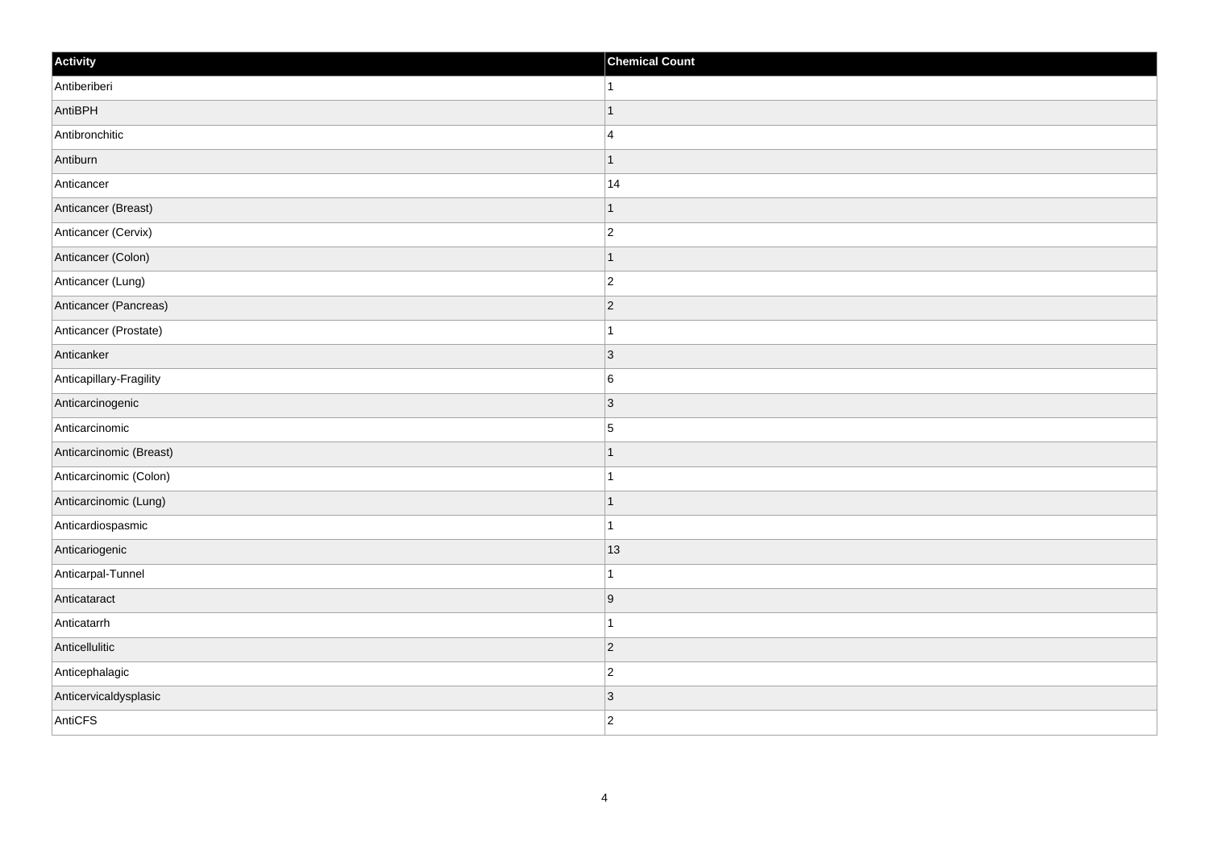| Activity | Chemical Count |
| --- | --- |
| Antiberiberi | 1 |
| AntiBPH | 1 |
| Antibronchitic | 4 |
| Antiburn | 1 |
| Anticancer | 14 |
| Anticancer (Breast) | 1 |
| Anticancer (Cervix) | 2 |
| Anticancer (Colon) | 1 |
| Anticancer (Lung) | 2 |
| Anticancer (Pancreas) | 2 |
| Anticancer (Prostate) | 1 |
| Anticanker | 3 |
| Anticapillary-Fragility | 6 |
| Anticarcinogenic | 3 |
| Anticarcinomic | 5 |
| Anticarcinomic (Breast) | 1 |
| Anticarcinomic (Colon) | 1 |
| Anticarcinomic (Lung) | 1 |
| Anticardiospasmic | 1 |
| Anticariogenic | 13 |
| Anticarpal-Tunnel | 1 |
| Anticataract | 9 |
| Anticatarrh | 1 |
| Anticellulitic | 2 |
| Anticephalagic | 2 |
| Anticervicaldysplasic | 3 |
| AntiCFS | 2 |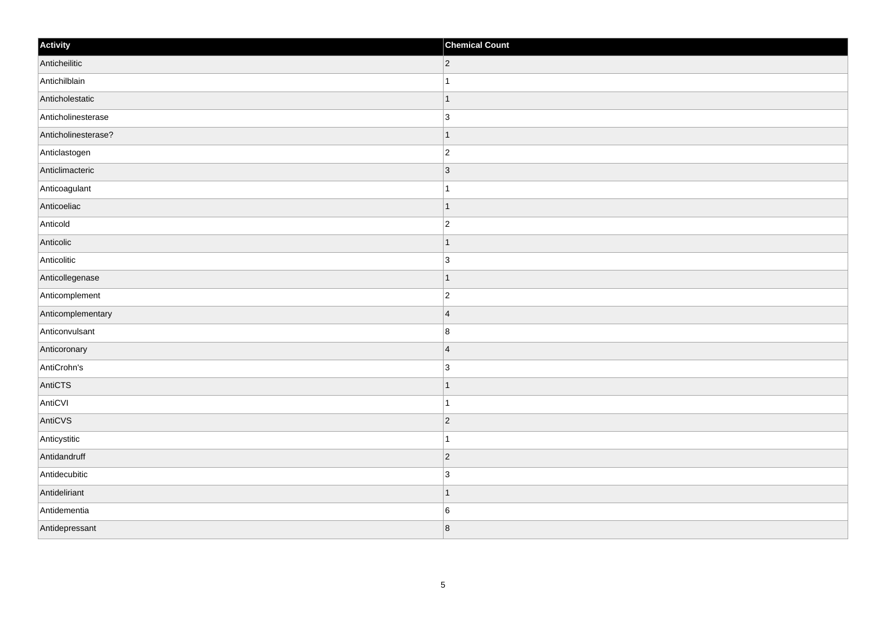| Activity | Chemical Count |
| --- | --- |
| Anticheilitic | 2 |
| Antichilblain | 1 |
| Anticholestatic | 1 |
| Anticholinesterase | 3 |
| Anticholinesterase? | 1 |
| Anticlastogen | 2 |
| Anticlimacteric | 3 |
| Anticoagulant | 1 |
| Anticoeliac | 1 |
| Anticold | 2 |
| Anticolic | 1 |
| Anticolitic | 3 |
| Anticollegenase | 1 |
| Anticomplement | 2 |
| Anticomplementary | 4 |
| Anticonvulsant | 8 |
| Anticoronary | 4 |
| AntiCrohn's | 3 |
| AntiCTS | 1 |
| AntiCVI | 1 |
| AntiCVS | 2 |
| Anticystitic | 1 |
| Antidandruff | 2 |
| Antidecubitic | 3 |
| Antideliriant | 1 |
| Antidementia | 6 |
| Antidepressant | 8 |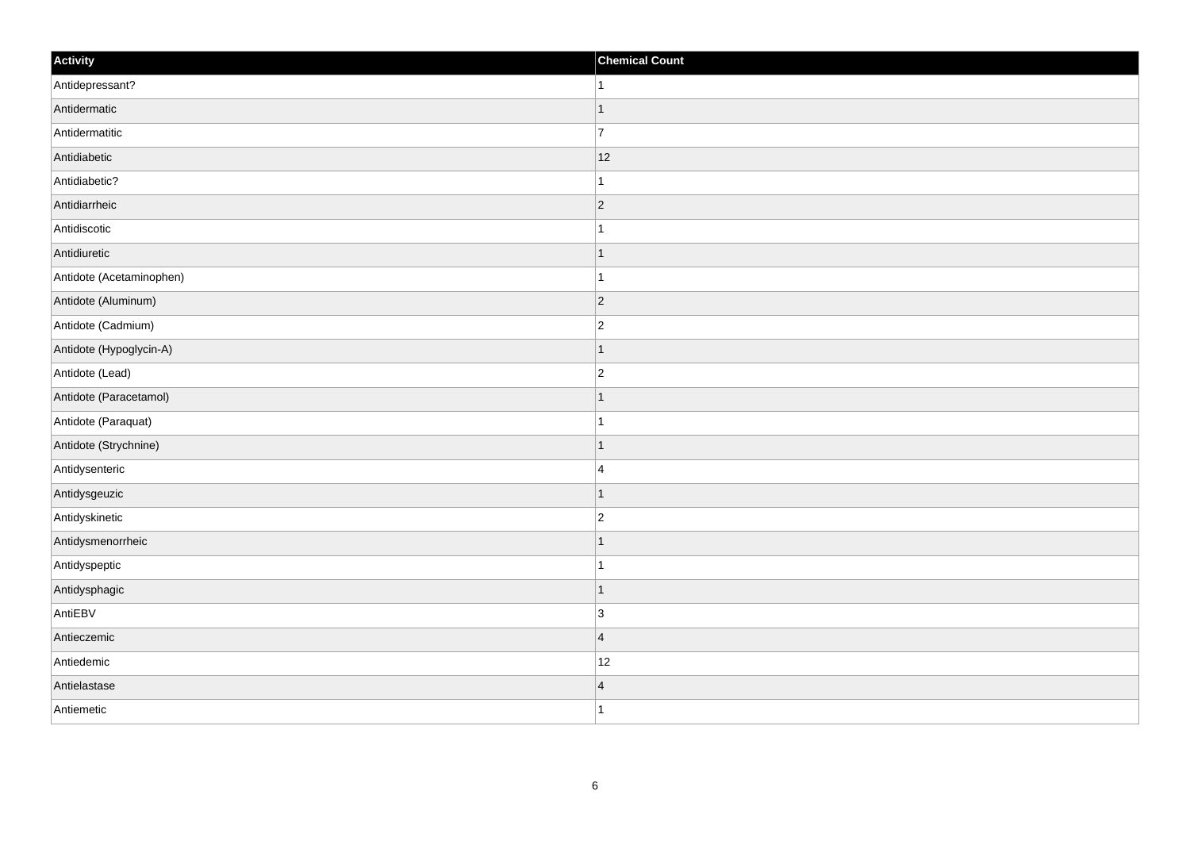| Activity | Chemical Count |
| --- | --- |
| Antidepressant? | 1 |
| Antidermatic | 1 |
| Antidermatitic | 7 |
| Antidiabetic | 12 |
| Antidiabetic? | 1 |
| Antidiarrheic | 2 |
| Antidiscotic | 1 |
| Antidiuretic | 1 |
| Antidote (Acetaminophen) | 1 |
| Antidote (Aluminum) | 2 |
| Antidote (Cadmium) | 2 |
| Antidote (Hypoglycin-A) | 1 |
| Antidote (Lead) | 2 |
| Antidote (Paracetamol) | 1 |
| Antidote (Paraquat) | 1 |
| Antidote (Strychnine) | 1 |
| Antidysenteric | 4 |
| Antidysgeuzic | 1 |
| Antidyskinetic | 2 |
| Antidysmenorrheic | 1 |
| Antidyspeptic | 1 |
| Antidysphagic | 1 |
| AntiEBV | 3 |
| Antieczemic | 4 |
| Antiedemic | 12 |
| Antielastase | 4 |
| Antiemetic | 1 |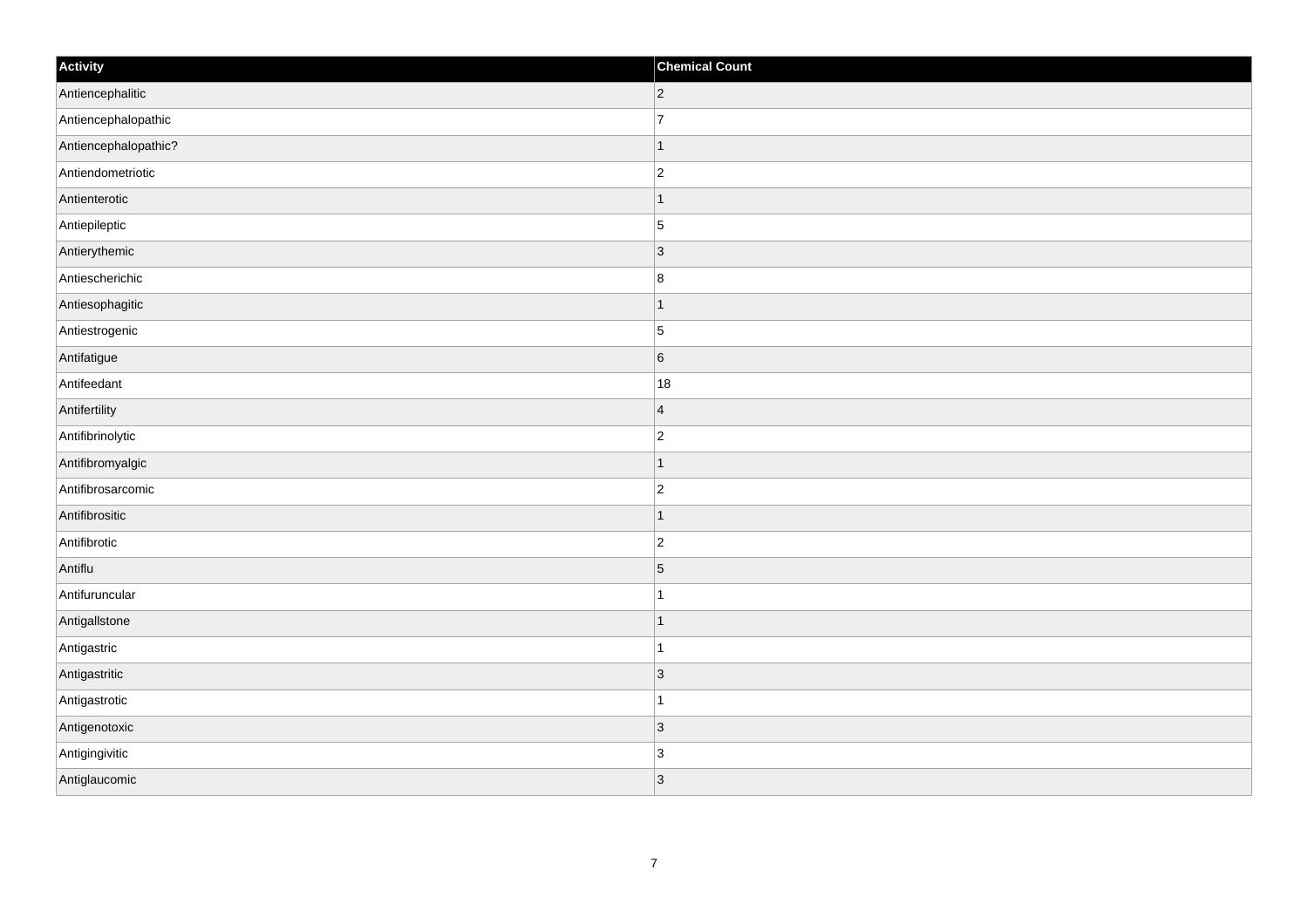| Activity | Chemical Count |
| --- | --- |
| Antiencephalitic | 2 |
| Antiencephalopathic | 7 |
| Antiencephalopathic? | 1 |
| Antiendometriotic | 2 |
| Antienterotic | 1 |
| Antiepileptic | 5 |
| Antierythemic | 3 |
| Antiescherichic | 8 |
| Antiesophagitic | 1 |
| Antiestrogenic | 5 |
| Antifatigue | 6 |
| Antifeedant | 18 |
| Antifertility | 4 |
| Antifibrinolytic | 2 |
| Antifibromyalgic | 1 |
| Antifibrosarcomic | 2 |
| Antifibrositic | 1 |
| Antifibrotic | 2 |
| Antiflu | 5 |
| Antifuruncular | 1 |
| Antigallstone | 1 |
| Antigastric | 1 |
| Antigastritic | 3 |
| Antigastrotic | 1 |
| Antigenotoxic | 3 |
| Antigingivitic | 3 |
| Antiglaucomic | 3 |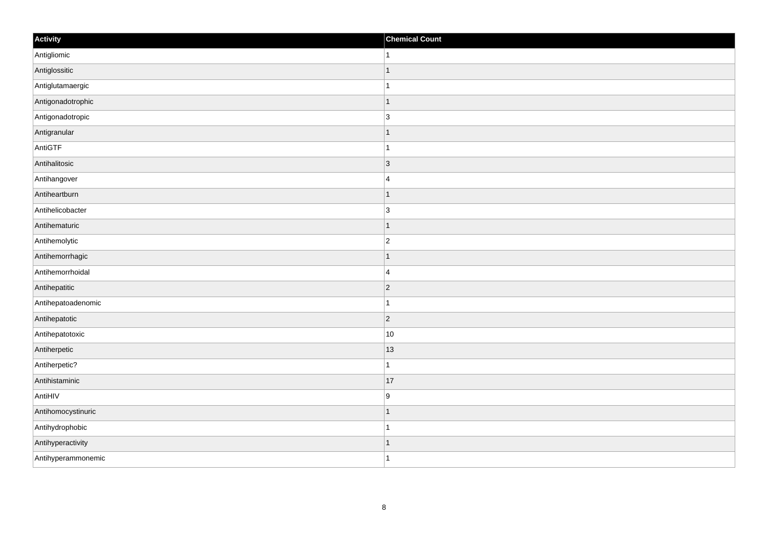| Activity | Chemical Count |
| --- | --- |
| Antigliomic | 1 |
| Antiglossitic | 1 |
| Antiglutamaergic | 1 |
| Antigonadotrophic | 1 |
| Antigonadotropic | 3 |
| Antigranular | 1 |
| AntiGTF | 1 |
| Antihalitosic | 3 |
| Antihangover | 4 |
| Antiheartburn | 1 |
| Antihelicobacter | 3 |
| Antihematuric | 1 |
| Antihemolytic | 2 |
| Antihemorrhagic | 1 |
| Antihemorrhoidal | 4 |
| Antihepatitic | 2 |
| Antihepatoadenomic | 1 |
| Antihepatotic | 2 |
| Antihepatotoxic | 10 |
| Antiherpetic | 13 |
| Antiherpetic? | 1 |
| Antihistaminic | 17 |
| AntiHIV | 9 |
| Antihomocystinuric | 1 |
| Antihydrophobic | 1 |
| Antihyperactivity | 1 |
| Antihyperammonemic | 1 |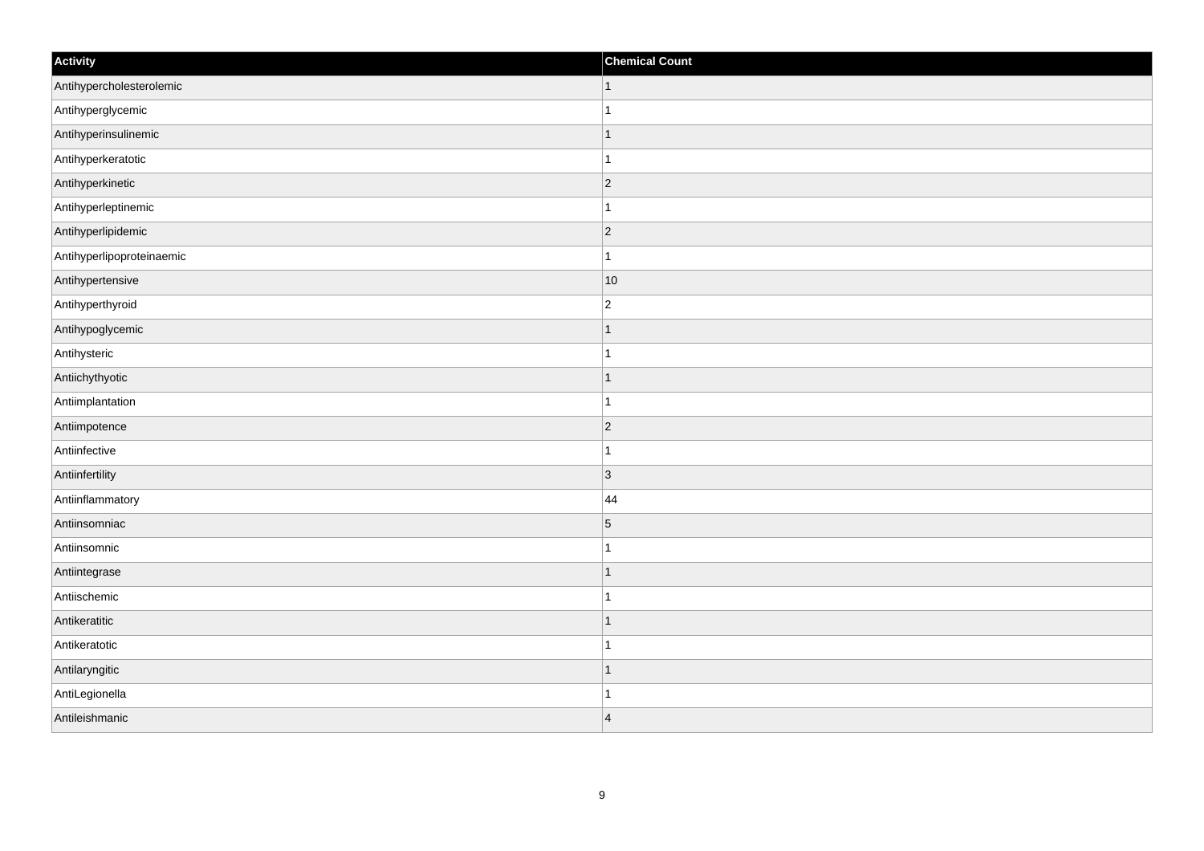| Activity | Chemical Count |
| --- | --- |
| Antihypercholesterolemic | 1 |
| Antihyperglycemic | 1 |
| Antihyperinsulinemic | 1 |
| Antihyperkeratotic | 1 |
| Antihyperkinetic | 2 |
| Antihyperleptinemic | 1 |
| Antihyperlipidemic | 2 |
| Antihyperlipoproteinaemic | 1 |
| Antihypertensive | 10 |
| Antihyperthyroid | 2 |
| Antihypoglycemic | 1 |
| Antihysteric | 1 |
| Antiichythyotic | 1 |
| Antiimplantation | 1 |
| Antiimpotence | 2 |
| Antiinfective | 1 |
| Antiinfertility | 3 |
| Antiinflammatory | 44 |
| Antiinsomniac | 5 |
| Antiinsomnic | 1 |
| Antiintegrase | 1 |
| Antiischemic | 1 |
| Antikeratitic | 1 |
| Antikeratotic | 1 |
| Antilaryngitic | 1 |
| AntiLegionella | 1 |
| Antileishmanic | 4 |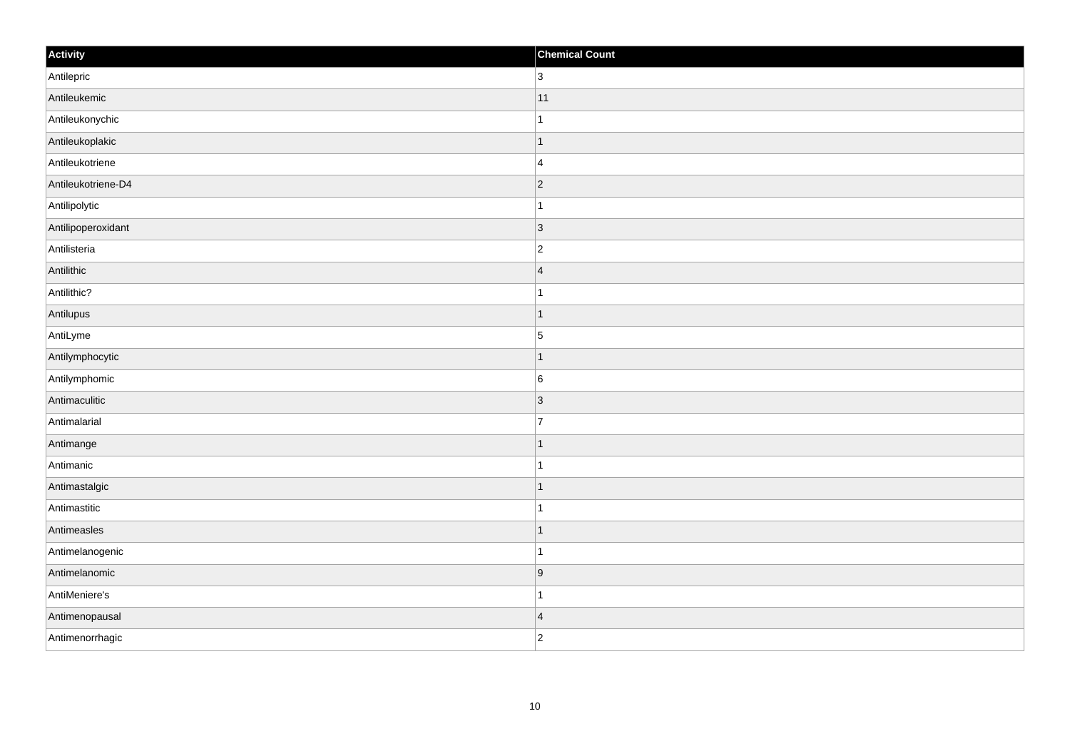| Activity | Chemical Count |
| --- | --- |
| Antilepric | 3 |
| Antileukemic | 11 |
| Antileukonychic | 1 |
| Antileukoplakic | 1 |
| Antileukotriene | 4 |
| Antileukotriene-D4 | 2 |
| Antilipolytic | 1 |
| Antilipoperoxidant | 3 |
| Antilisteria | 2 |
| Antilithic | 4 |
| Antilithic? | 1 |
| Antilupus | 1 |
| AntiLyme | 5 |
| Antilymphocytic | 1 |
| Antilymphomic | 6 |
| Antimaculitic | 3 |
| Antimalarial | 7 |
| Antimange | 1 |
| Antimanic | 1 |
| Antimastalgic | 1 |
| Antimastitic | 1 |
| Antimeasles | 1 |
| Antimelanogenic | 1 |
| Antimelanomic | 9 |
| AntiMeniere's | 1 |
| Antimenopausal | 4 |
| Antimenorrhagic | 2 |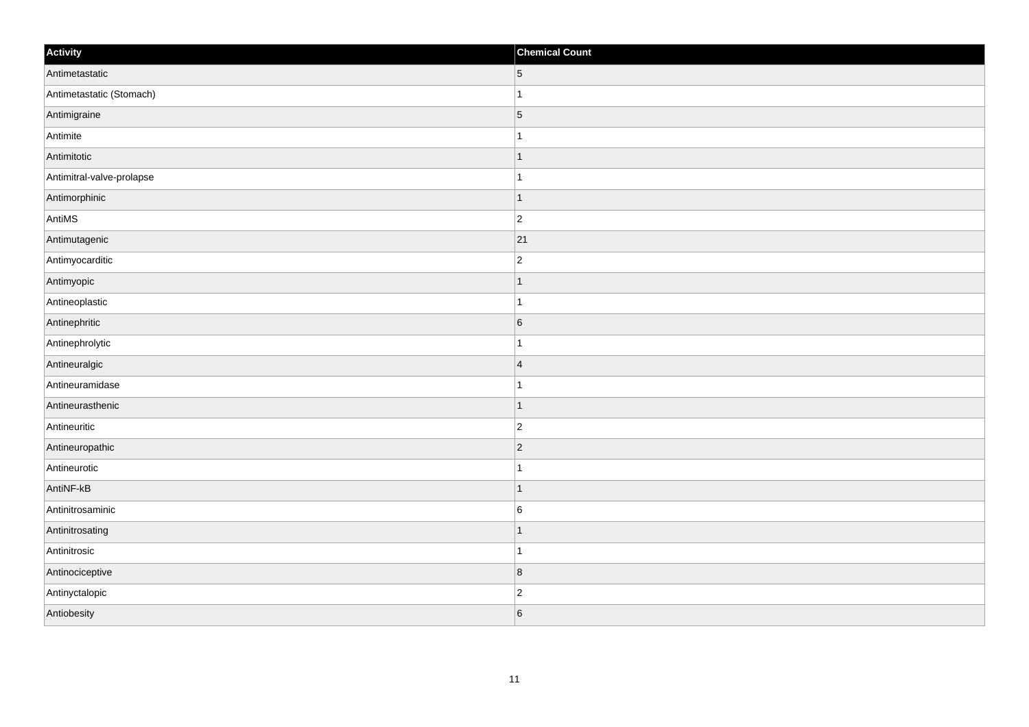| Activity | Chemical Count |
| --- | --- |
| Antimetastatic | 5 |
| Antimetastatic (Stomach) | 1 |
| Antimigraine | 5 |
| Antimite | 1 |
| Antimitotic | 1 |
| Antimitral-valve-prolapse | 1 |
| Antimorphinic | 1 |
| AntiMS | 2 |
| Antimutagenic | 21 |
| Antimyocarditic | 2 |
| Antimyopic | 1 |
| Antineoplastic | 1 |
| Antinephritic | 6 |
| Antinephrolytic | 1 |
| Antineuralgic | 4 |
| Antineuramidase | 1 |
| Antineurasthenic | 1 |
| Antineuritic | 2 |
| Antineuropathic | 2 |
| Antineurotic | 1 |
| AntiNF-kB | 1 |
| Antinitrosaminic | 6 |
| Antinitrosating | 1 |
| Antinitrosic | 1 |
| Antinociceptive | 8 |
| Antinyctalopic | 2 |
| Antiobesity | 6 |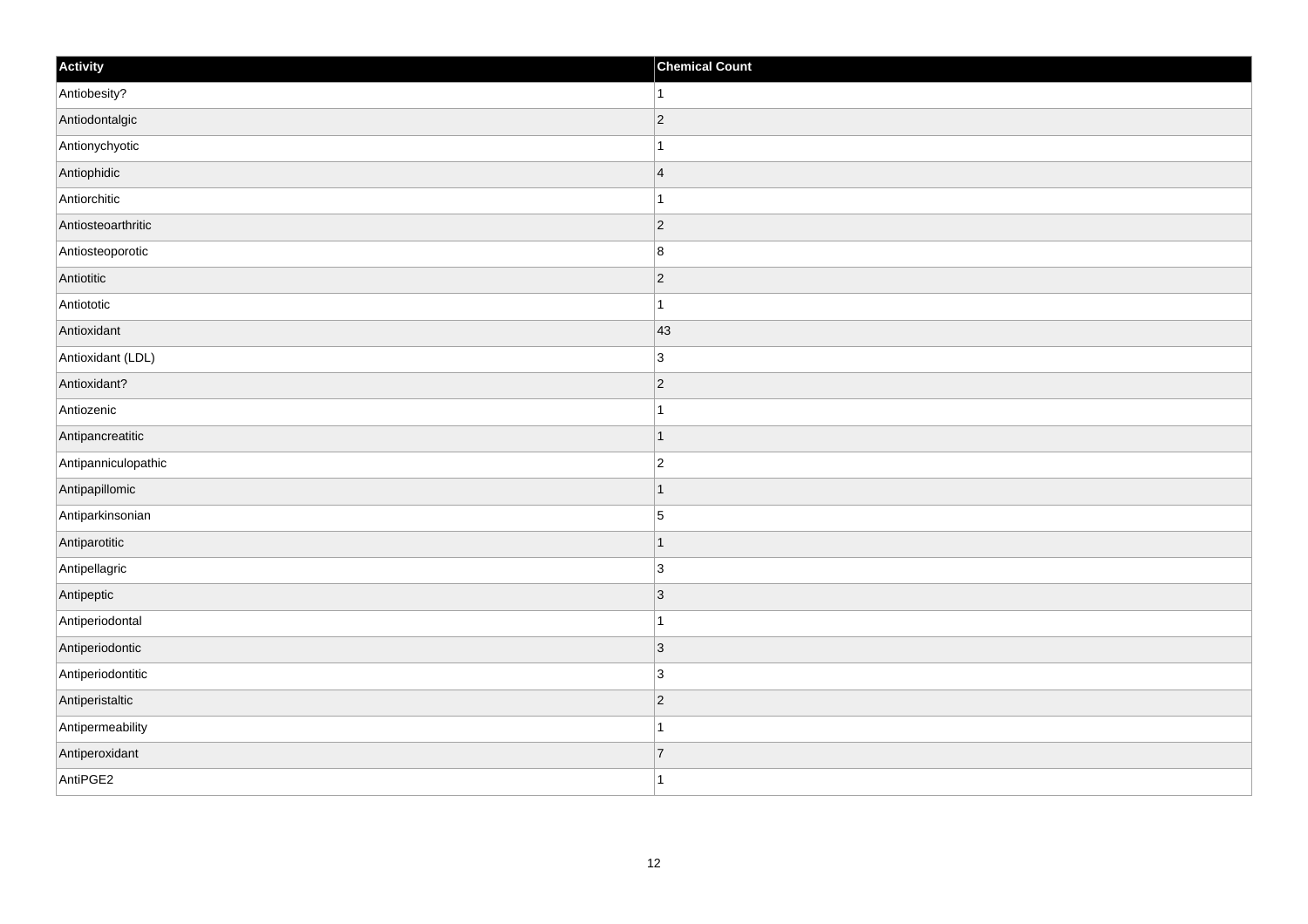| Activity | Chemical Count |
| --- | --- |
| Antiobesity? | 1 |
| Antiodontalgic | 2 |
| Antionychyotic | 1 |
| Antiophidic | 4 |
| Antiorchitic | 1 |
| Antiosteoarthritic | 2 |
| Antiosteoporotic | 8 |
| Antiotitic | 2 |
| Antiototic | 1 |
| Antioxidant | 43 |
| Antioxidant (LDL) | 3 |
| Antioxidant? | 2 |
| Antiozenic | 1 |
| Antipancreatitic | 1 |
| Antipanniculopathic | 2 |
| Antipapillomic | 1 |
| Antiparkinsonian | 5 |
| Antiparotitic | 1 |
| Antipellagric | 3 |
| Antipeptic | 3 |
| Antiperiodontal | 1 |
| Antiperiodontic | 3 |
| Antiperiodontitic | 3 |
| Antiperistaltic | 2 |
| Antipermeability | 1 |
| Antiperoxidant | 7 |
| AntiPGE2 | 1 |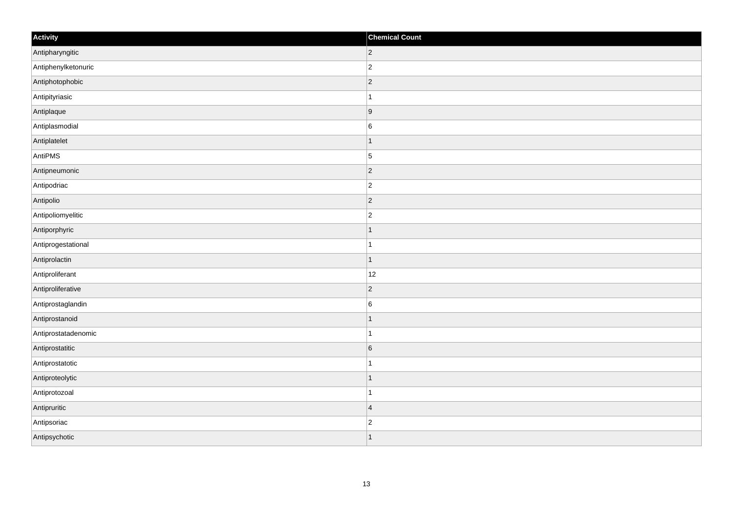| Activity | Chemical Count |
| --- | --- |
| Antipharyngitic | 2 |
| Antiphenylketonuric | 2 |
| Antiphotophobic | 2 |
| Antipityriasic | 1 |
| Antiplaque | 9 |
| Antiplasmodial | 6 |
| Antiplatelet | 1 |
| AntiPMS | 5 |
| Antipneumonic | 2 |
| Antipodriac | 2 |
| Antipolio | 2 |
| Antipoliomyelitic | 2 |
| Antiporphyric | 1 |
| Antiprogestational | 1 |
| Antiprolactin | 1 |
| Antiproliferant | 12 |
| Antiproliferative | 2 |
| Antiprostaglandin | 6 |
| Antiprostanoid | 1 |
| Antiprostatadenomic | 1 |
| Antiprostatitic | 6 |
| Antiprostatotic | 1 |
| Antiproteolytic | 1 |
| Antiprotozoal | 1 |
| Antipruritic | 4 |
| Antipsoriac | 2 |
| Antipsychotic | 1 |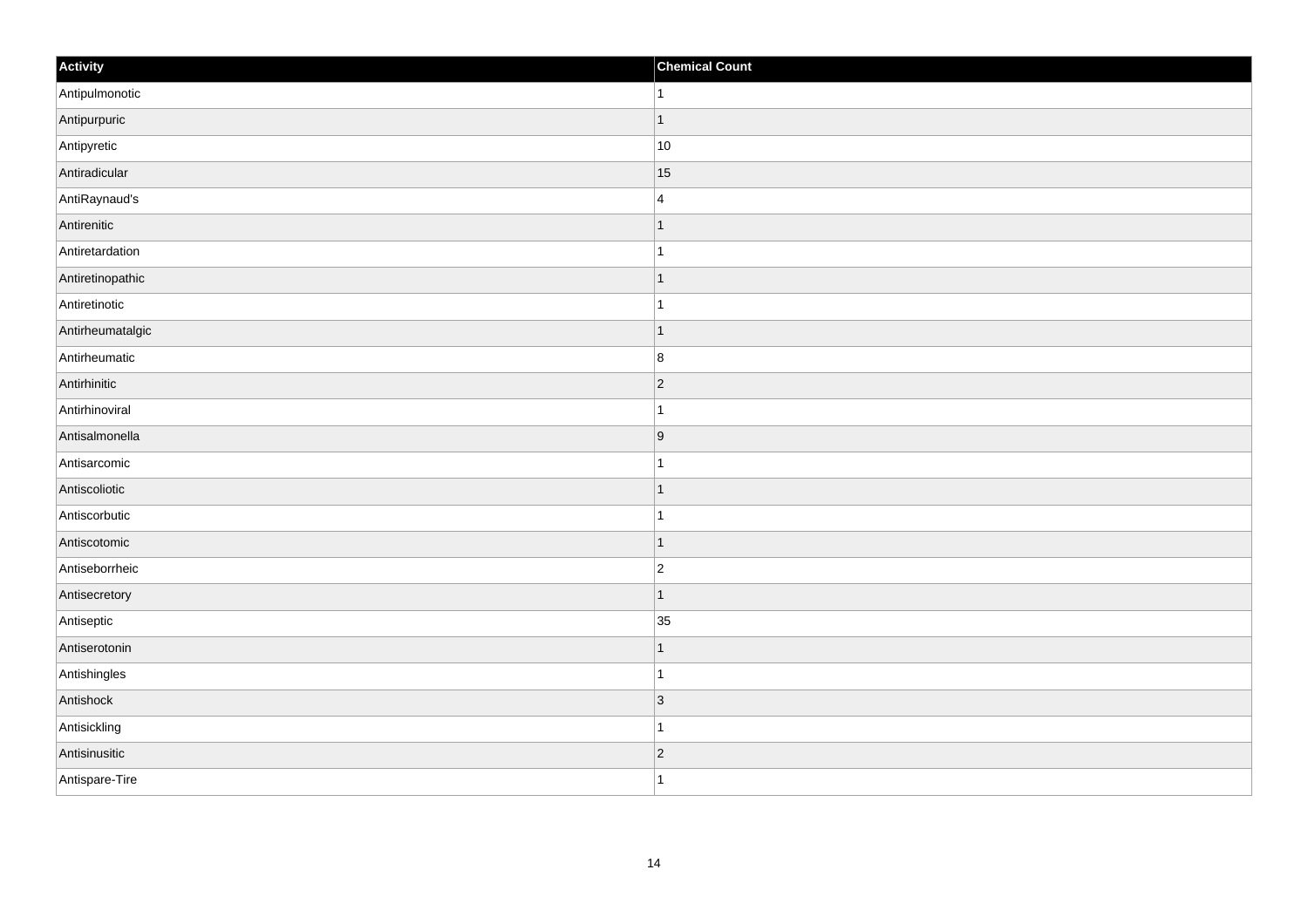| Activity | Chemical Count |
| --- | --- |
| Antipulmonotic | 1 |
| Antipurpuric | 1 |
| Antipyretic | 10 |
| Antiradicular | 15 |
| AntiRaynaud's | 4 |
| Antirenitic | 1 |
| Antiretardation | 1 |
| Antiretinopathic | 1 |
| Antiretinotic | 1 |
| Antirheumatalgic | 1 |
| Antirheumatic | 8 |
| Antirhinitic | 2 |
| Antirhinoviral | 1 |
| Antisalmonella | 9 |
| Antisarcomic | 1 |
| Antiscoliotic | 1 |
| Antiscorbutic | 1 |
| Antiscotomic | 1 |
| Antiseborrheic | 2 |
| Antisecretory | 1 |
| Antiseptic | 35 |
| Antiserotonin | 1 |
| Antishingles | 1 |
| Antishock | 3 |
| Antisickling | 1 |
| Antisinusitic | 2 |
| Antispare-Tire | 1 |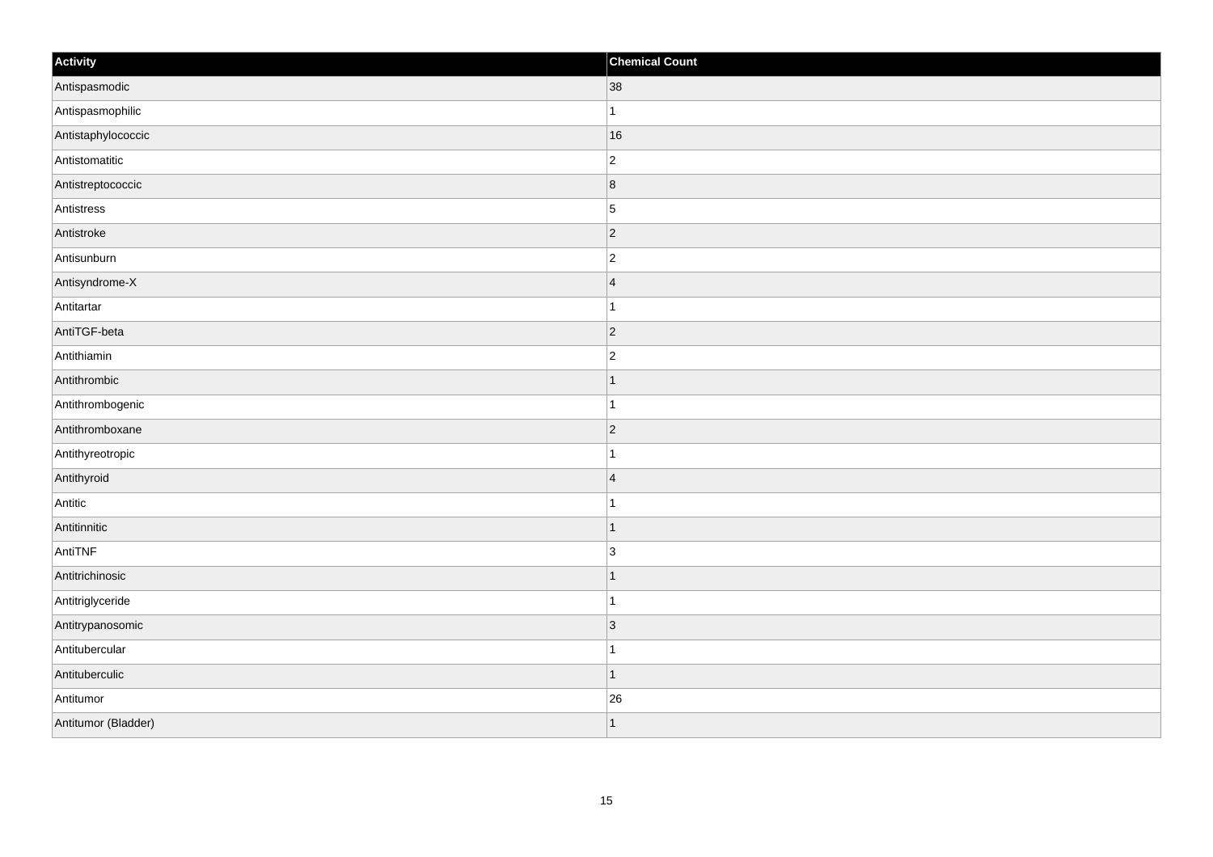| Activity | Chemical Count |
| --- | --- |
| Antispasmodic | 38 |
| Antispasmophilic | 1 |
| Antistaphylococcic | 16 |
| Antistomatitic | 2 |
| Antistreptococcic | 8 |
| Antistress | 5 |
| Antistroke | 2 |
| Antisunburn | 2 |
| Antisyndrome-X | 4 |
| Antitartar | 1 |
| AntiTGF-beta | 2 |
| Antithiamin | 2 |
| Antithrombic | 1 |
| Antithrombogenic | 1 |
| Antithromboxane | 2 |
| Antithyreotropic | 1 |
| Antithyroid | 4 |
| Antitic | 1 |
| Antitinnitic | 1 |
| AntiTNF | 3 |
| Antitrichinosic | 1 |
| Antitriglyceride | 1 |
| Antitrypanosomic | 3 |
| Antitubercular | 1 |
| Antituberculic | 1 |
| Antitumor | 26 |
| Antitumor (Bladder) | 1 |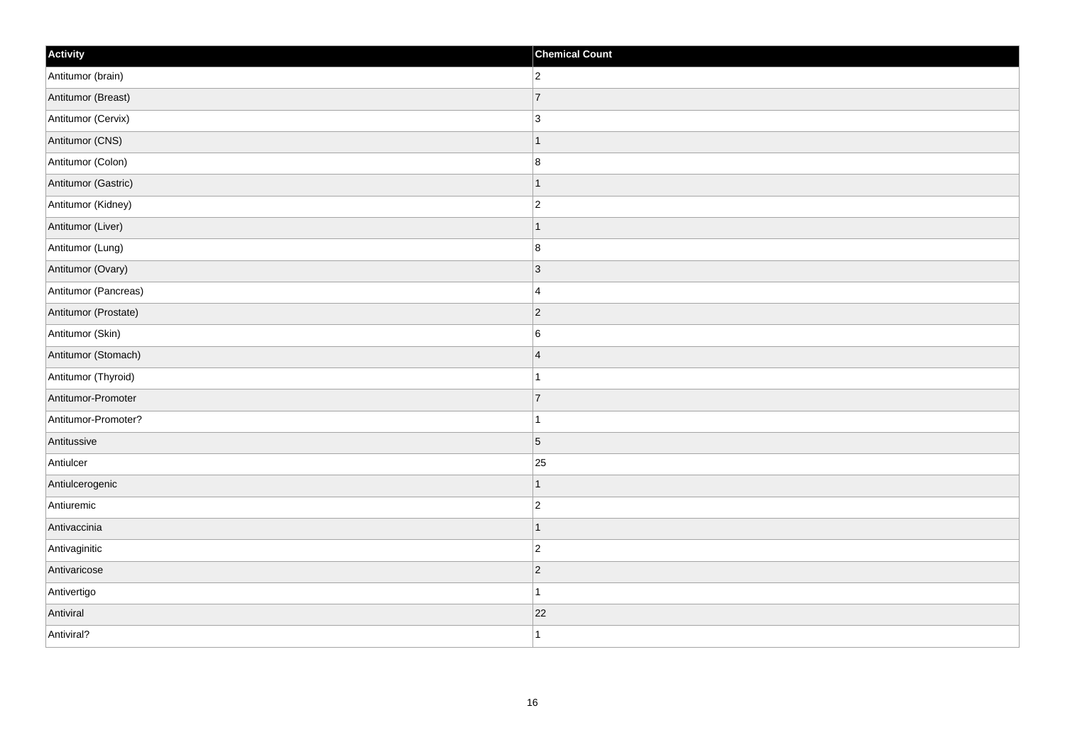| Activity | Chemical Count |
| --- | --- |
| Antitumor (brain) | 2 |
| Antitumor (Breast) | 7 |
| Antitumor (Cervix) | 3 |
| Antitumor (CNS) | 1 |
| Antitumor (Colon) | 8 |
| Antitumor (Gastric) | 1 |
| Antitumor (Kidney) | 2 |
| Antitumor (Liver) | 1 |
| Antitumor (Lung) | 8 |
| Antitumor (Ovary) | 3 |
| Antitumor (Pancreas) | 4 |
| Antitumor (Prostate) | 2 |
| Antitumor (Skin) | 6 |
| Antitumor (Stomach) | 4 |
| Antitumor (Thyroid) | 1 |
| Antitumor-Promoter | 7 |
| Antitumor-Promoter? | 1 |
| Antitussive | 5 |
| Antiulcer | 25 |
| Antiulcerogenic | 1 |
| Antiuremic | 2 |
| Antivaccinia | 1 |
| Antivaginitic | 2 |
| Antivaricose | 2 |
| Antivertigo | 1 |
| Antiviral | 22 |
| Antiviral? | 1 |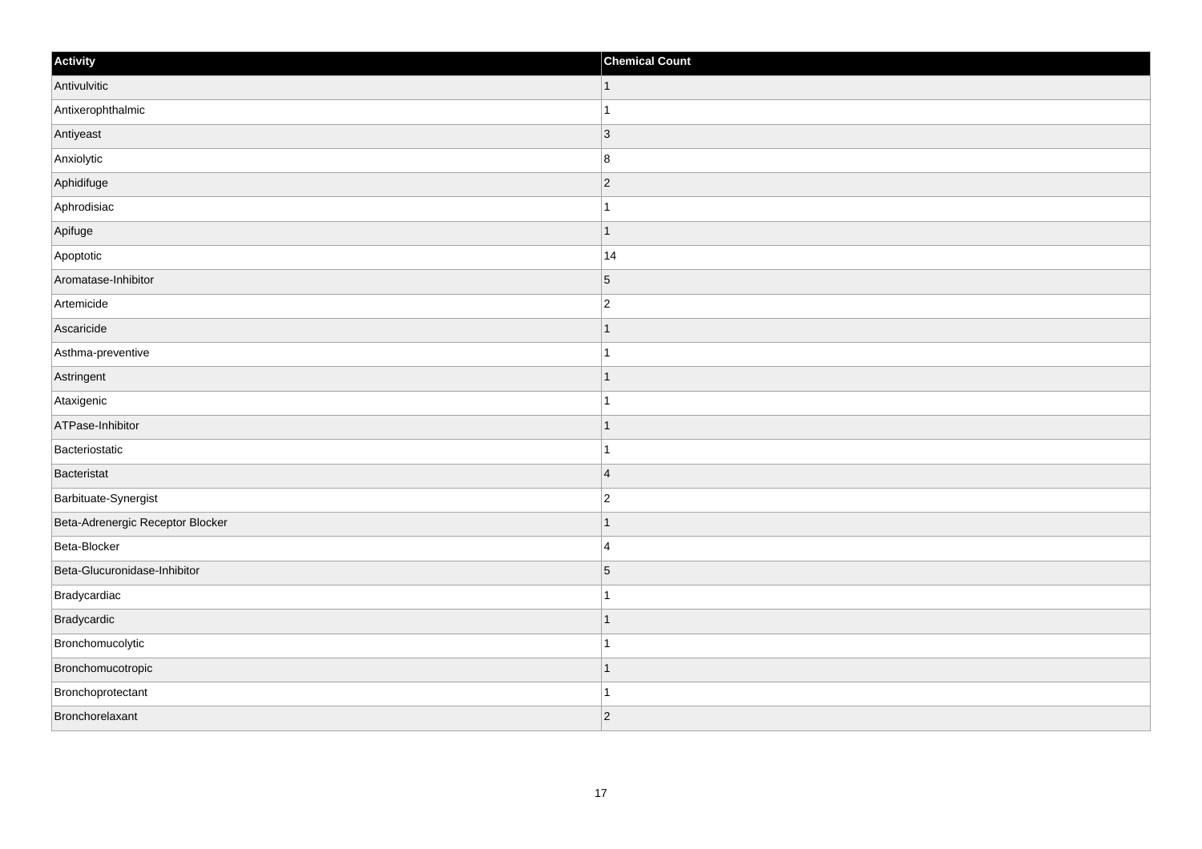| Activity | Chemical Count |
| --- | --- |
| Antivulvitic | 1 |
| Antixerophthalmic | 1 |
| Antiyeast | 3 |
| Anxiolytic | 8 |
| Aphidifuge | 2 |
| Aphrodisiac | 1 |
| Apifuge | 1 |
| Apoptotic | 14 |
| Aromatase-Inhibitor | 5 |
| Artemicide | 2 |
| Ascaricide | 1 |
| Asthma-preventive | 1 |
| Astringent | 1 |
| Ataxigenic | 1 |
| ATPase-Inhibitor | 1 |
| Bacteriostatic | 1 |
| Bacteristat | 4 |
| Barbituate-Synergist | 2 |
| Beta-Adrenergic Receptor Blocker | 1 |
| Beta-Blocker | 4 |
| Beta-Glucuronidase-Inhibitor | 5 |
| Bradycardiac | 1 |
| Bradycardic | 1 |
| Bronchomucolytic | 1 |
| Bronchomucotropic | 1 |
| Bronchoprotectant | 1 |
| Bronchorelaxant | 2 |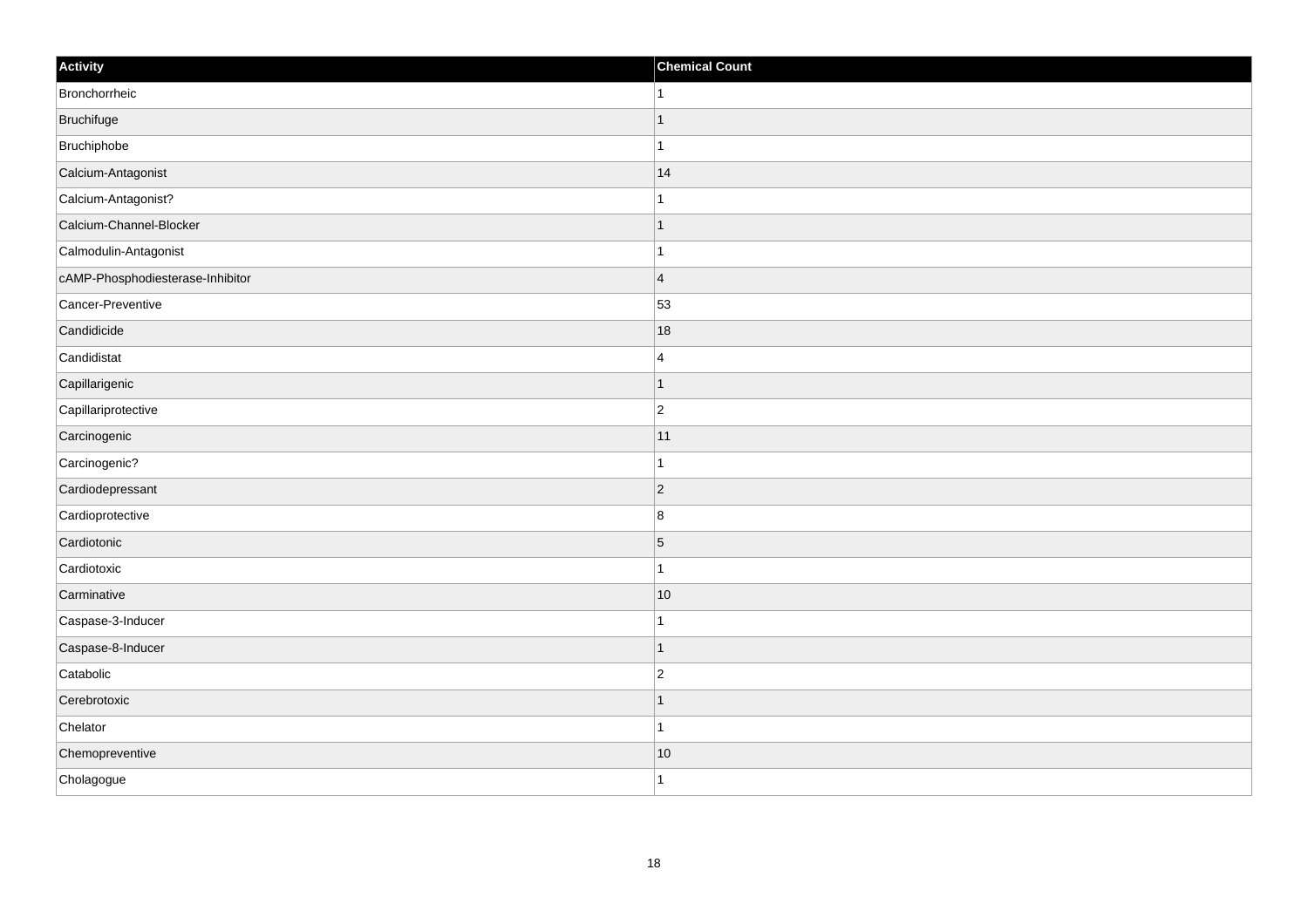| Activity | Chemical Count |
| --- | --- |
| Bronchorrheic | 1 |
| Bruchifuge | 1 |
| Bruchiphobe | 1 |
| Calcium-Antagonist | 14 |
| Calcium-Antagonist? | 1 |
| Calcium-Channel-Blocker | 1 |
| Calmodulin-Antagonist | 1 |
| cAMP-Phosphodiesterase-Inhibitor | 4 |
| Cancer-Preventive | 53 |
| Candidicide | 18 |
| Candidistat | 4 |
| Capillarigenic | 1 |
| Capillariprotective | 2 |
| Carcinogenic | 11 |
| Carcinogenic? | 1 |
| Cardiodepressant | 2 |
| Cardioprotective | 8 |
| Cardiotonic | 5 |
| Cardiotoxic | 1 |
| Carminative | 10 |
| Caspase-3-Inducer | 1 |
| Caspase-8-Inducer | 1 |
| Catabolic | 2 |
| Cerebrotoxic | 1 |
| Chelator | 1 |
| Chemopreventive | 10 |
| Cholagogue | 1 |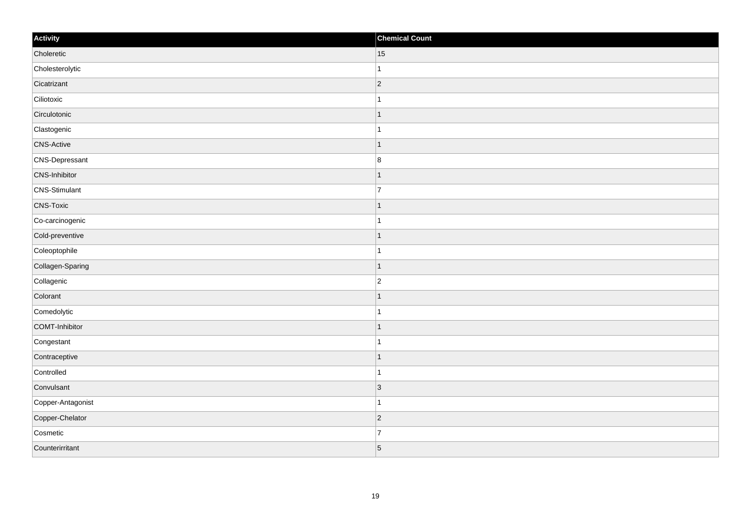| Activity | Chemical Count |
| --- | --- |
| Choleretic | 15 |
| Cholesterolytic | 1 |
| Cicatrizant | 2 |
| Ciliotoxic | 1 |
| Circulotonic | 1 |
| Clastogenic | 1 |
| CNS-Active | 1 |
| CNS-Depressant | 8 |
| CNS-Inhibitor | 1 |
| CNS-Stimulant | 7 |
| CNS-Toxic | 1 |
| Co-carcinogenic | 1 |
| Cold-preventive | 1 |
| Coleoptophile | 1 |
| Collagen-Sparing | 1 |
| Collagenic | 2 |
| Colorant | 1 |
| Comedolytic | 1 |
| COMT-Inhibitor | 1 |
| Congestant | 1 |
| Contraceptive | 1 |
| Controlled | 1 |
| Convulsant | 3 |
| Copper-Antagonist | 1 |
| Copper-Chelator | 2 |
| Cosmetic | 7 |
| Counterirritant | 5 |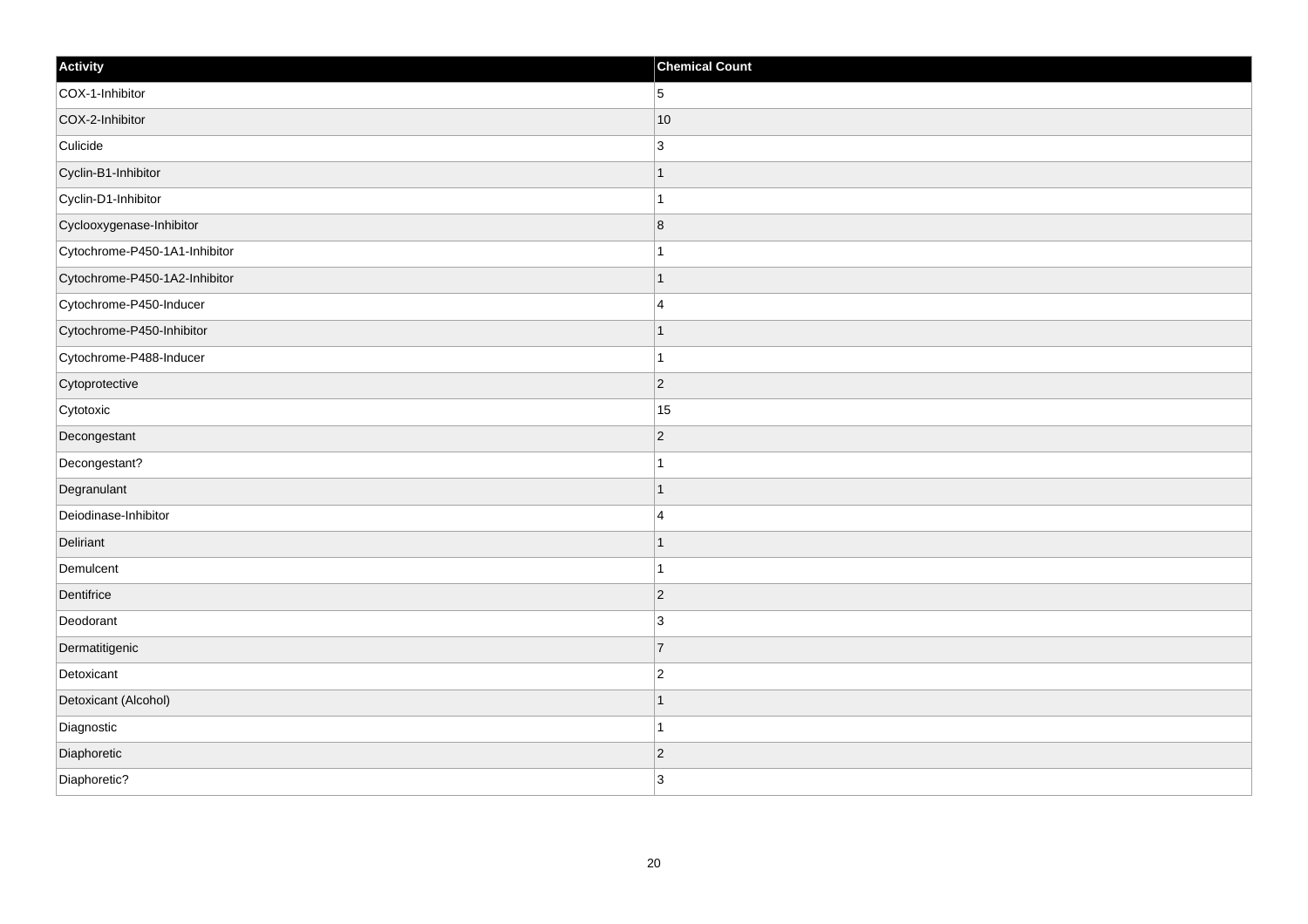| Activity | Chemical Count |
| --- | --- |
| COX-1-Inhibitor | 5 |
| COX-2-Inhibitor | 10 |
| Culicide | 3 |
| Cyclin-B1-Inhibitor | 1 |
| Cyclin-D1-Inhibitor | 1 |
| Cyclooxygenase-Inhibitor | 8 |
| Cytochrome-P450-1A1-Inhibitor | 1 |
| Cytochrome-P450-1A2-Inhibitor | 1 |
| Cytochrome-P450-Inducer | 4 |
| Cytochrome-P450-Inhibitor | 1 |
| Cytochrome-P488-Inducer | 1 |
| Cytoprotective | 2 |
| Cytotoxic | 15 |
| Decongestant | 2 |
| Decongestant? | 1 |
| Degranulant | 1 |
| Deiodinase-Inhibitor | 4 |
| Deliriant | 1 |
| Demulcent | 1 |
| Dentifrice | 2 |
| Deodorant | 3 |
| Dermatitigenic | 7 |
| Detoxicant | 2 |
| Detoxicant (Alcohol) | 1 |
| Diagnostic | 1 |
| Diaphoretic | 2 |
| Diaphoretic? | 3 |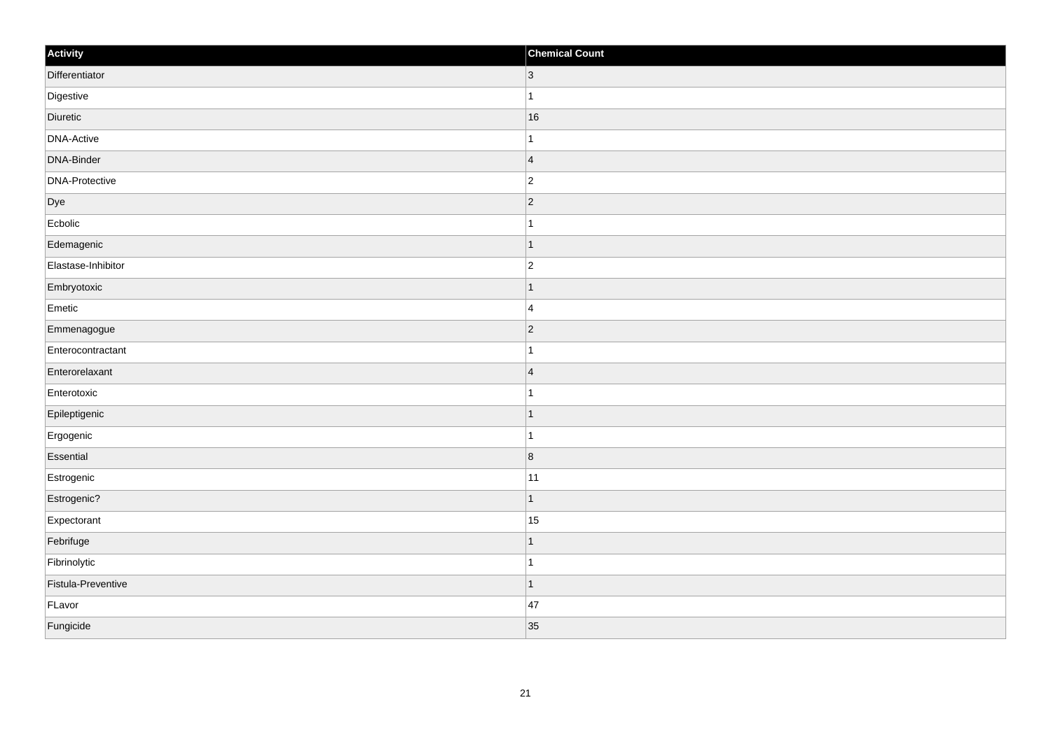| Activity | Chemical Count |
| --- | --- |
| Differentiator | 3 |
| Digestive | 1 |
| Diuretic | 16 |
| DNA-Active | 1 |
| DNA-Binder | 4 |
| DNA-Protective | 2 |
| Dye | 2 |
| Ecbolic | 1 |
| Edemagenic | 1 |
| Elastase-Inhibitor | 2 |
| Embryotoxic | 1 |
| Emetic | 4 |
| Emmenagogue | 2 |
| Enterocontractant | 1 |
| Enterorelaxant | 4 |
| Enterotoxic | 1 |
| Epileptigenic | 1 |
| Ergogenic | 1 |
| Essential | 8 |
| Estrogenic | 11 |
| Estrogenic? | 1 |
| Expectorant | 15 |
| Febrifuge | 1 |
| Fibrinolytic | 1 |
| Fistula-Preventive | 1 |
| FLavor | 47 |
| Fungicide | 35 |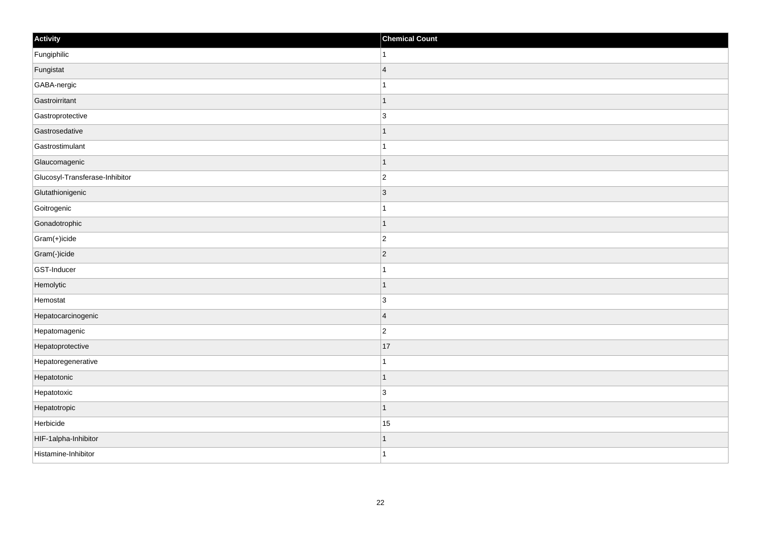| Activity | Chemical Count |
| --- | --- |
| Fungiphilic | 1 |
| Fungistat | 4 |
| GABA-nergic | 1 |
| Gastroirritant | 1 |
| Gastroprotective | 3 |
| Gastrosedative | 1 |
| Gastrostimulant | 1 |
| Glaucomagenic | 1 |
| Glucosyl-Transferase-Inhibitor | 2 |
| Glutathionigenic | 3 |
| Goitrogenic | 1 |
| Gonadotrophic | 1 |
| Gram(+)icide | 2 |
| Gram(-)icide | 2 |
| GST-Inducer | 1 |
| Hemolytic | 1 |
| Hemostat | 3 |
| Hepatocarcinogenic | 4 |
| Hepatomagenic | 2 |
| Hepatoprotective | 17 |
| Hepatoregenerative | 1 |
| Hepatotonic | 1 |
| Hepatotoxic | 3 |
| Hepatotropic | 1 |
| Herbicide | 15 |
| HIF-1alpha-Inhibitor | 1 |
| Histamine-Inhibitor | 1 |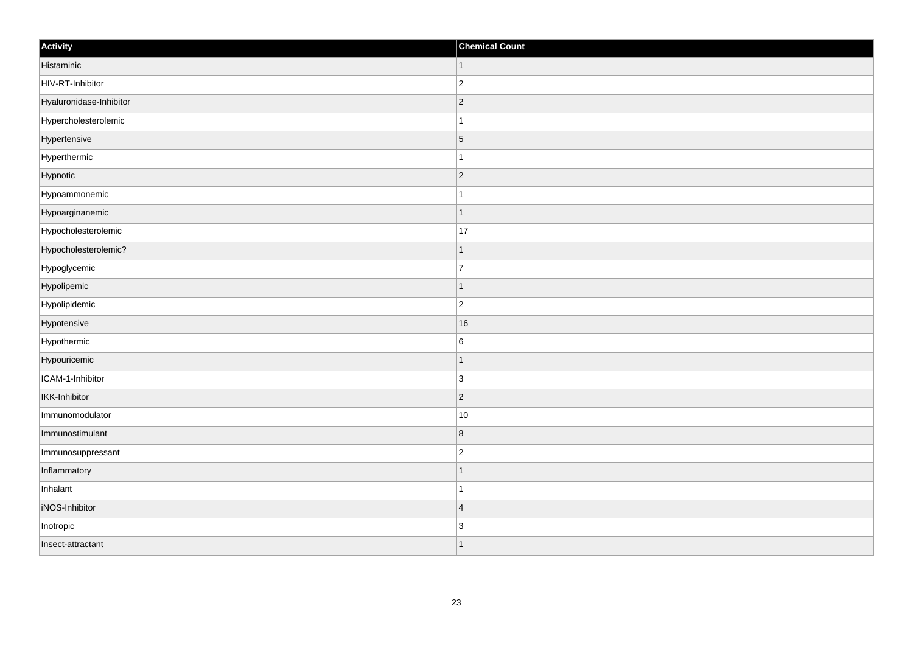| Activity | Chemical Count |
| --- | --- |
| Histaminic | 1 |
| HIV-RT-Inhibitor | 2 |
| Hyaluronidase-Inhibitor | 2 |
| Hypercholesterolemic | 1 |
| Hypertensive | 5 |
| Hyperthermic | 1 |
| Hypnotic | 2 |
| Hypoammonemic | 1 |
| Hypoarginanemic | 1 |
| Hypocholesterolemic | 17 |
| Hypocholesterolemic? | 1 |
| Hypoglycemic | 7 |
| Hypolipemic | 1 |
| Hypolipidemic | 2 |
| Hypotensive | 16 |
| Hypothermic | 6 |
| Hypouricemic | 1 |
| ICAM-1-Inhibitor | 3 |
| IKK-Inhibitor | 2 |
| Immunomodulator | 10 |
| Immunostimulant | 8 |
| Immunosuppressant | 2 |
| Inflammatory | 1 |
| Inhalant | 1 |
| iNOS-Inhibitor | 4 |
| Inotropic | 3 |
| Insect-attractant | 1 |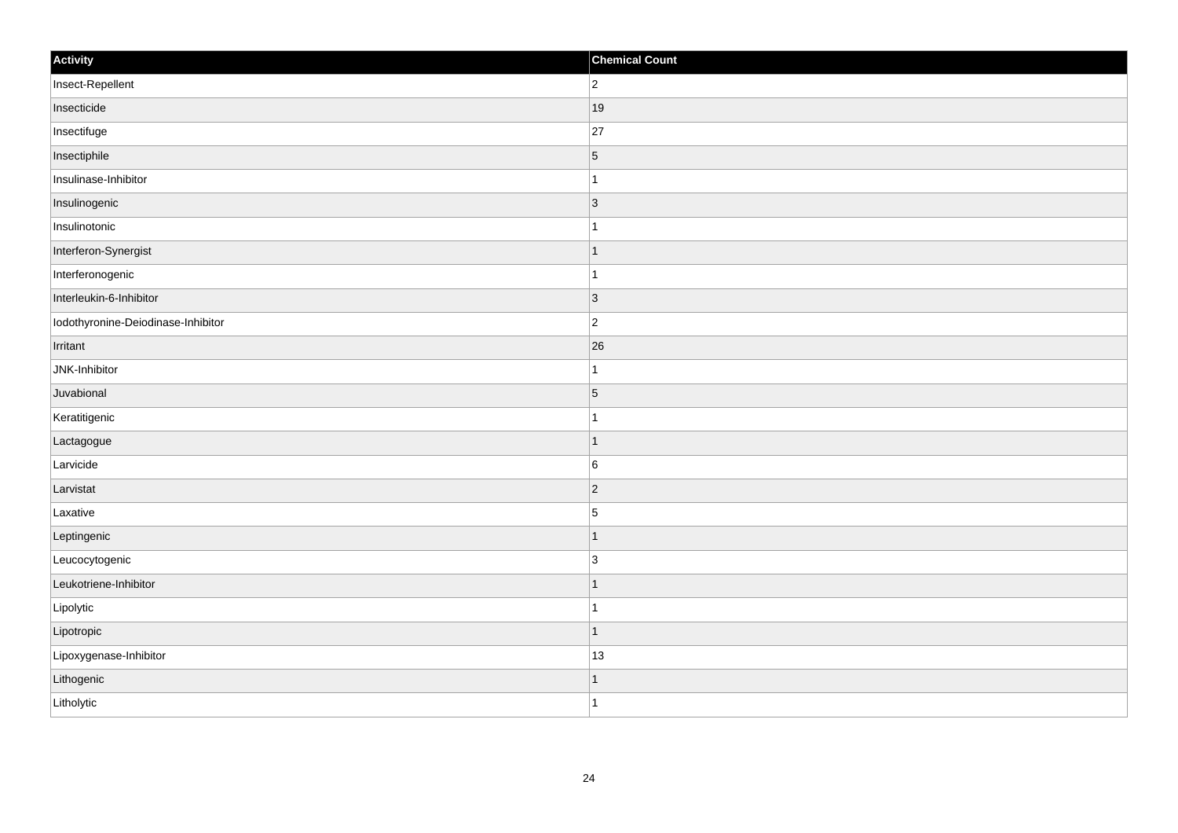| Activity | Chemical Count |
| --- | --- |
| Insect-Repellent | 2 |
| Insecticide | 19 |
| Insectifuge | 27 |
| Insectiphile | 5 |
| Insulinase-Inhibitor | 1 |
| Insulinogenic | 3 |
| Insulinotonic | 1 |
| Interferon-Synergist | 1 |
| Interferonogenic | 1 |
| Interleukin-6-Inhibitor | 3 |
| Iodothyronine-Deiodinase-Inhibitor | 2 |
| Irritant | 26 |
| JNK-Inhibitor | 1 |
| Juvabional | 5 |
| Keratitigenic | 1 |
| Lactagogue | 1 |
| Larvicide | 6 |
| Larvistat | 2 |
| Laxative | 5 |
| Leptingenic | 1 |
| Leucocytogenic | 3 |
| Leukotriene-Inhibitor | 1 |
| Lipolytic | 1 |
| Lipotropic | 1 |
| Lipoxygenase-Inhibitor | 13 |
| Lithogenic | 1 |
| Litholytic | 1 |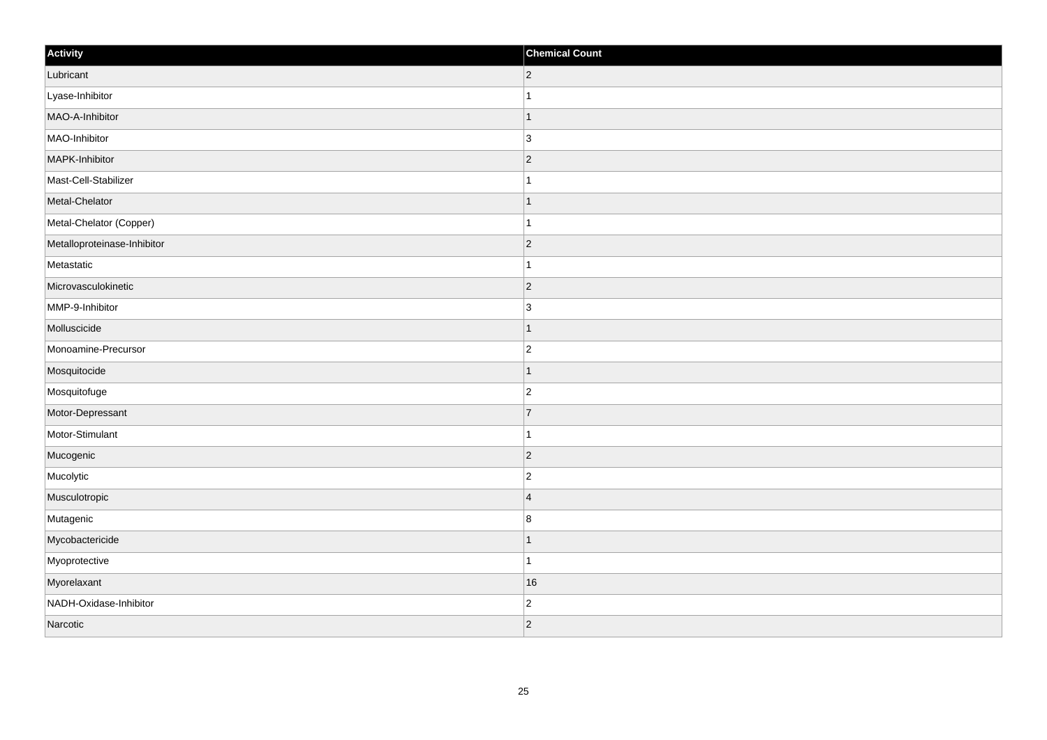| Activity | Chemical Count |
| --- | --- |
| Lubricant | 2 |
| Lyase-Inhibitor | 1 |
| MAO-A-Inhibitor | 1 |
| MAO-Inhibitor | 3 |
| MAPK-Inhibitor | 2 |
| Mast-Cell-Stabilizer | 1 |
| Metal-Chelator | 1 |
| Metal-Chelator (Copper) | 1 |
| Metalloproteinase-Inhibitor | 2 |
| Metastatic | 1 |
| Microvasculokinetic | 2 |
| MMP-9-Inhibitor | 3 |
| Molluscicide | 1 |
| Monoamine-Precursor | 2 |
| Mosquitocide | 1 |
| Mosquitofuge | 2 |
| Motor-Depressant | 7 |
| Motor-Stimulant | 1 |
| Mucogenic | 2 |
| Mucolytic | 2 |
| Musculotropic | 4 |
| Mutagenic | 8 |
| Mycobactericide | 1 |
| Myoprotective | 1 |
| Myorelaxant | 16 |
| NADH-Oxidase-Inhibitor | 2 |
| Narcotic | 2 |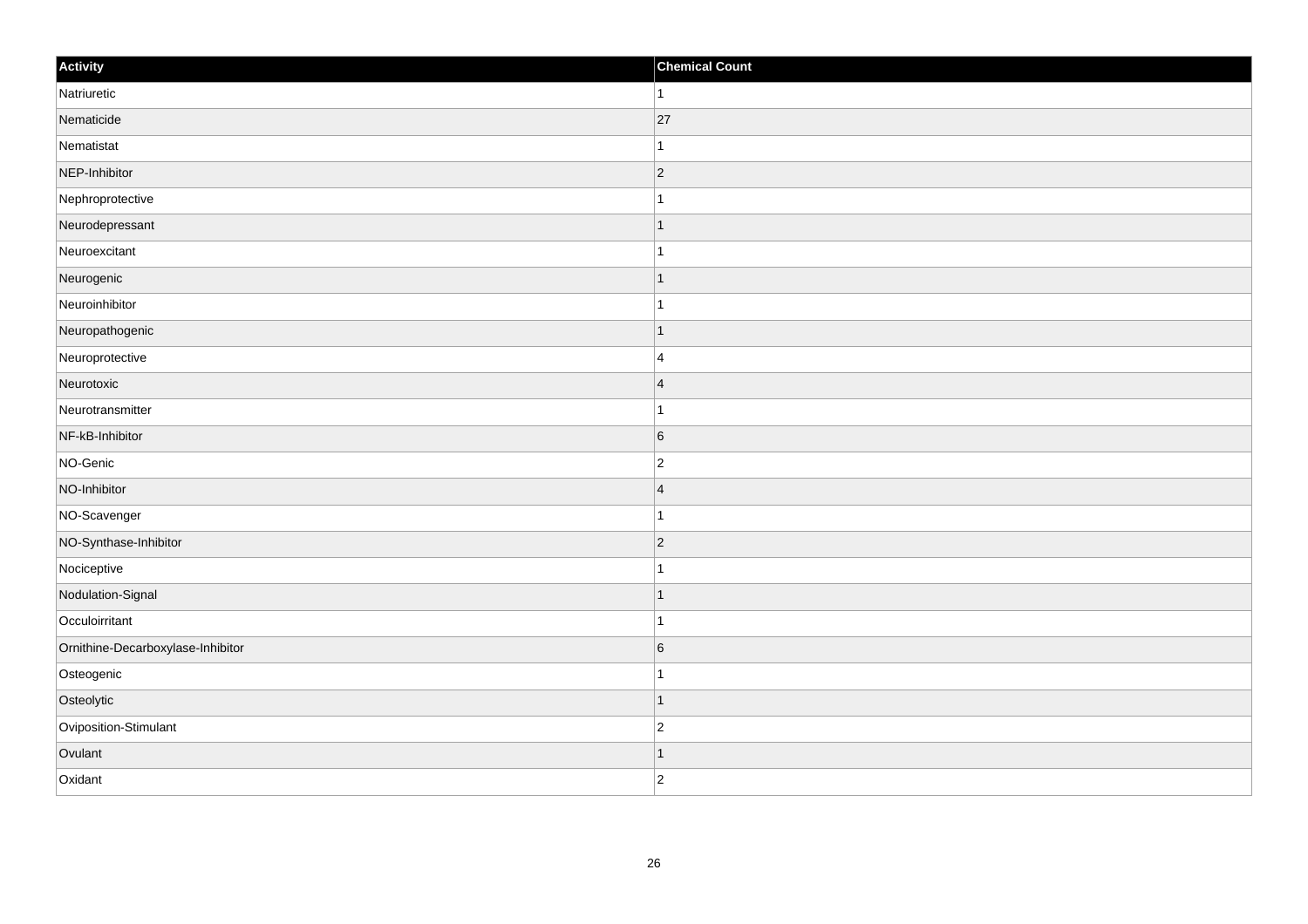| Activity | Chemical Count |
| --- | --- |
| Natriuretic | 1 |
| Nematicide | 27 |
| Nematistat | 1 |
| NEP-Inhibitor | 2 |
| Nephroprotective | 1 |
| Neurodepressant | 1 |
| Neuroexcitant | 1 |
| Neurogenic | 1 |
| Neuroinhibitor | 1 |
| Neuropathogenic | 1 |
| Neuroprotective | 4 |
| Neurotoxic | 4 |
| Neurotransmitter | 1 |
| NF-kB-Inhibitor | 6 |
| NO-Genic | 2 |
| NO-Inhibitor | 4 |
| NO-Scavenger | 1 |
| NO-Synthase-Inhibitor | 2 |
| Nociceptive | 1 |
| Nodulation-Signal | 1 |
| Occuloirritant | 1 |
| Ornithine-Decarboxylase-Inhibitor | 6 |
| Osteogenic | 1 |
| Osteolytic | 1 |
| Oviposition-Stimulant | 2 |
| Ovulant | 1 |
| Oxidant | 2 |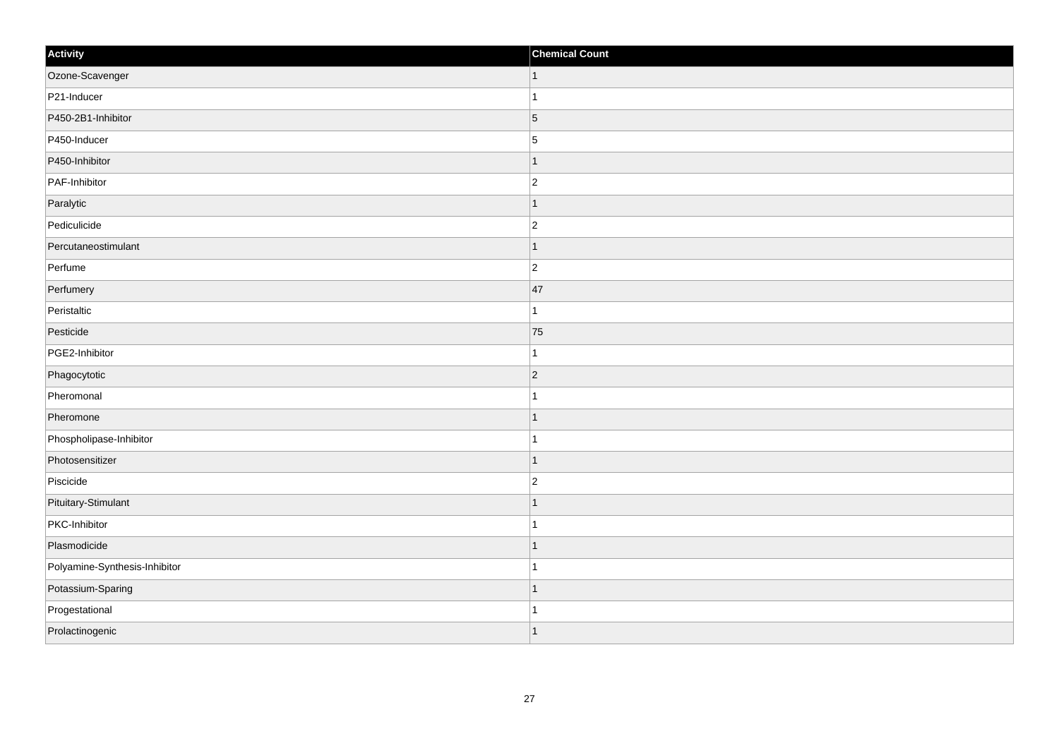| Activity | Chemical Count |
|---|---|
| Ozone-Scavenger | 1 |
| P21-Inducer | 1 |
| P450-2B1-Inhibitor | 5 |
| P450-Inducer | 5 |
| P450-Inhibitor | 1 |
| PAF-Inhibitor | 2 |
| Paralytic | 1 |
| Pediculicide | 2 |
| Percutaneostimulant | 1 |
| Perfume | 2 |
| Perfumery | 47 |
| Peristaltic | 1 |
| Pesticide | 75 |
| PGE2-Inhibitor | 1 |
| Phagocytotic | 2 |
| Pheromonal | 1 |
| Pheromone | 1 |
| Phospholipase-Inhibitor | 1 |
| Photosensitizer | 1 |
| Piscicide | 2 |
| Pituitary-Stimulant | 1 |
| PKC-Inhibitor | 1 |
| Plasmodicide | 1 |
| Polyamine-Synthesis-Inhibitor | 1 |
| Potassium-Sparing | 1 |
| Progestational | 1 |
| Prolactinogenic | 1 |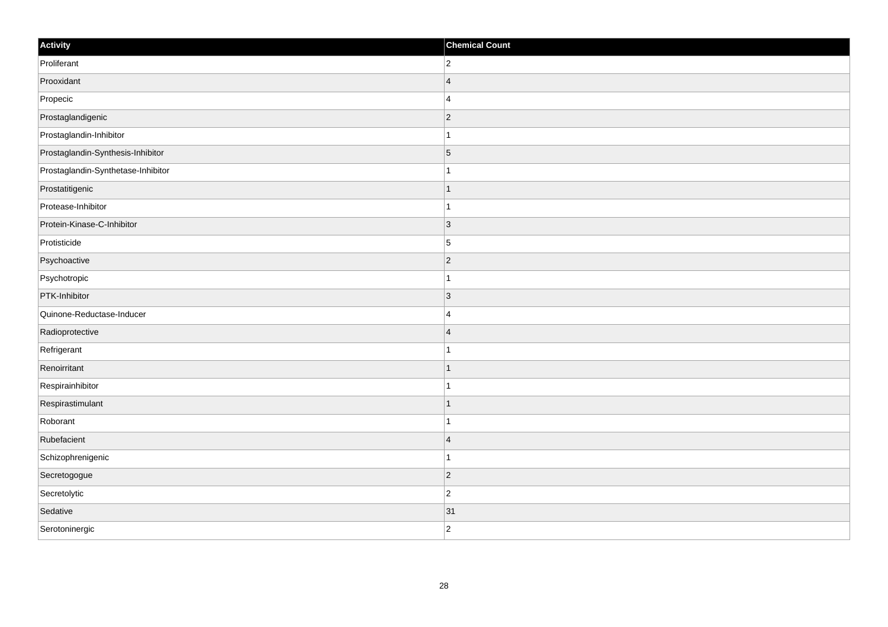| Activity | Chemical Count |
| --- | --- |
| Proliferant | 2 |
| Prooxidant | 4 |
| Propecic | 4 |
| Prostaglandigenic | 2 |
| Prostaglandin-Inhibitor | 1 |
| Prostaglandin-Synthesis-Inhibitor | 5 |
| Prostaglandin-Synthetase-Inhibitor | 1 |
| Prostatitigenic | 1 |
| Protease-Inhibitor | 1 |
| Protein-Kinase-C-Inhibitor | 3 |
| Protisticide | 5 |
| Psychoactive | 2 |
| Psychotropic | 1 |
| PTK-Inhibitor | 3 |
| Quinone-Reductase-Inducer | 4 |
| Radioprotective | 4 |
| Refrigerant | 1 |
| Renoirritant | 1 |
| Respirainhibitor | 1 |
| Respirastimulant | 1 |
| Roborant | 1 |
| Rubefacient | 4 |
| Schizophrenigenic | 1 |
| Secretogogue | 2 |
| Secretolytic | 2 |
| Sedative | 31 |
| Serotoninergic | 2 |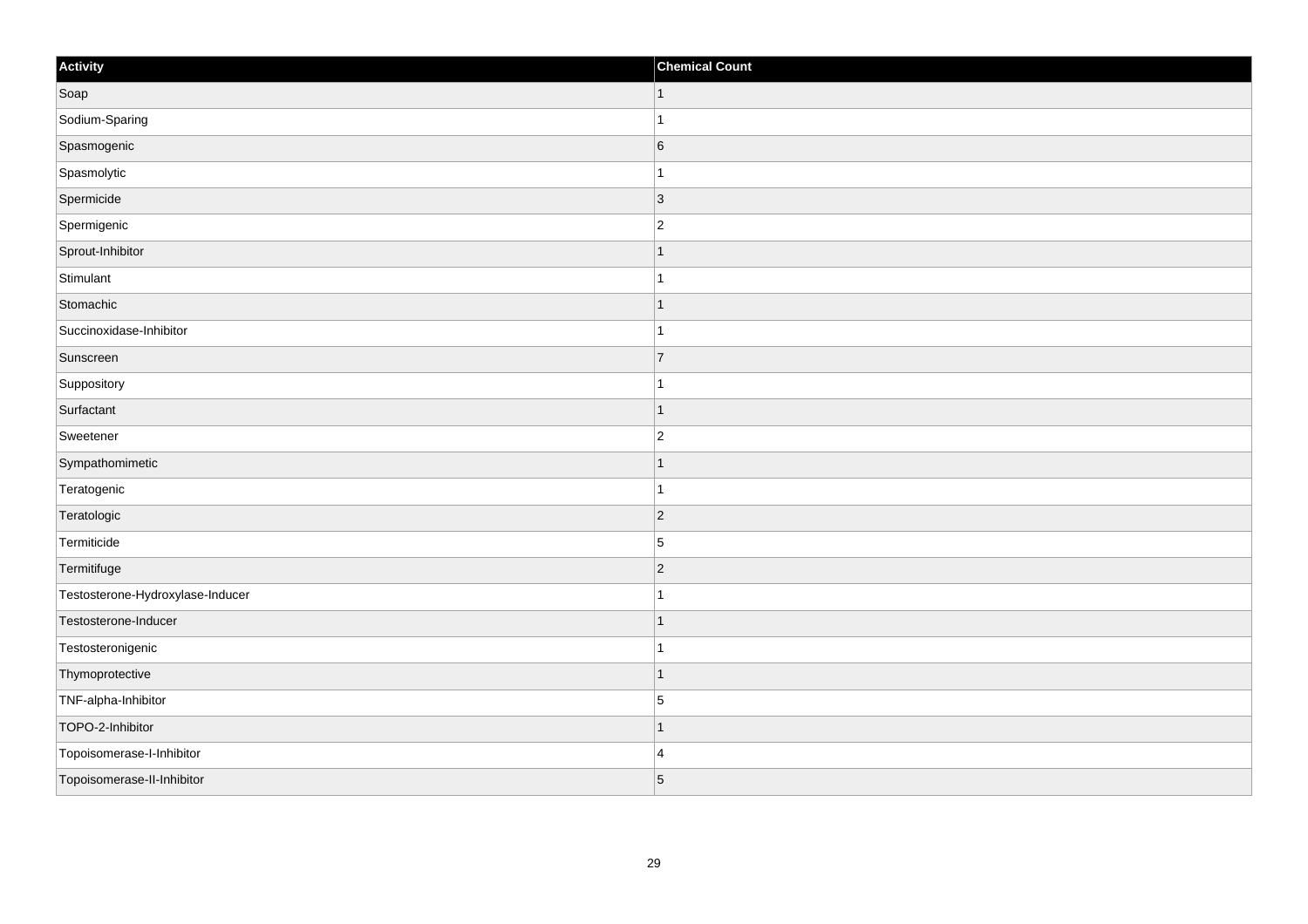| Activity | Chemical Count |
| --- | --- |
| Soap | 1 |
| Sodium-Sparing | 1 |
| Spasmogenic | 6 |
| Spasmolytic | 1 |
| Spermicide | 3 |
| Spermigenic | 2 |
| Sprout-Inhibitor | 1 |
| Stimulant | 1 |
| Stomachic | 1 |
| Succinoxidase-Inhibitor | 1 |
| Sunscreen | 7 |
| Suppository | 1 |
| Surfactant | 1 |
| Sweetener | 2 |
| Sympathomimetic | 1 |
| Teratogenic | 1 |
| Teratologic | 2 |
| Termiticide | 5 |
| Termitifuge | 2 |
| Testosterone-Hydroxylase-Inducer | 1 |
| Testosterone-Inducer | 1 |
| Testosteronigenic | 1 |
| Thymoprotective | 1 |
| TNF-alpha-Inhibitor | 5 |
| TOPO-2-Inhibitor | 1 |
| Topoisomerase-I-Inhibitor | 4 |
| Topoisomerase-II-Inhibitor | 5 |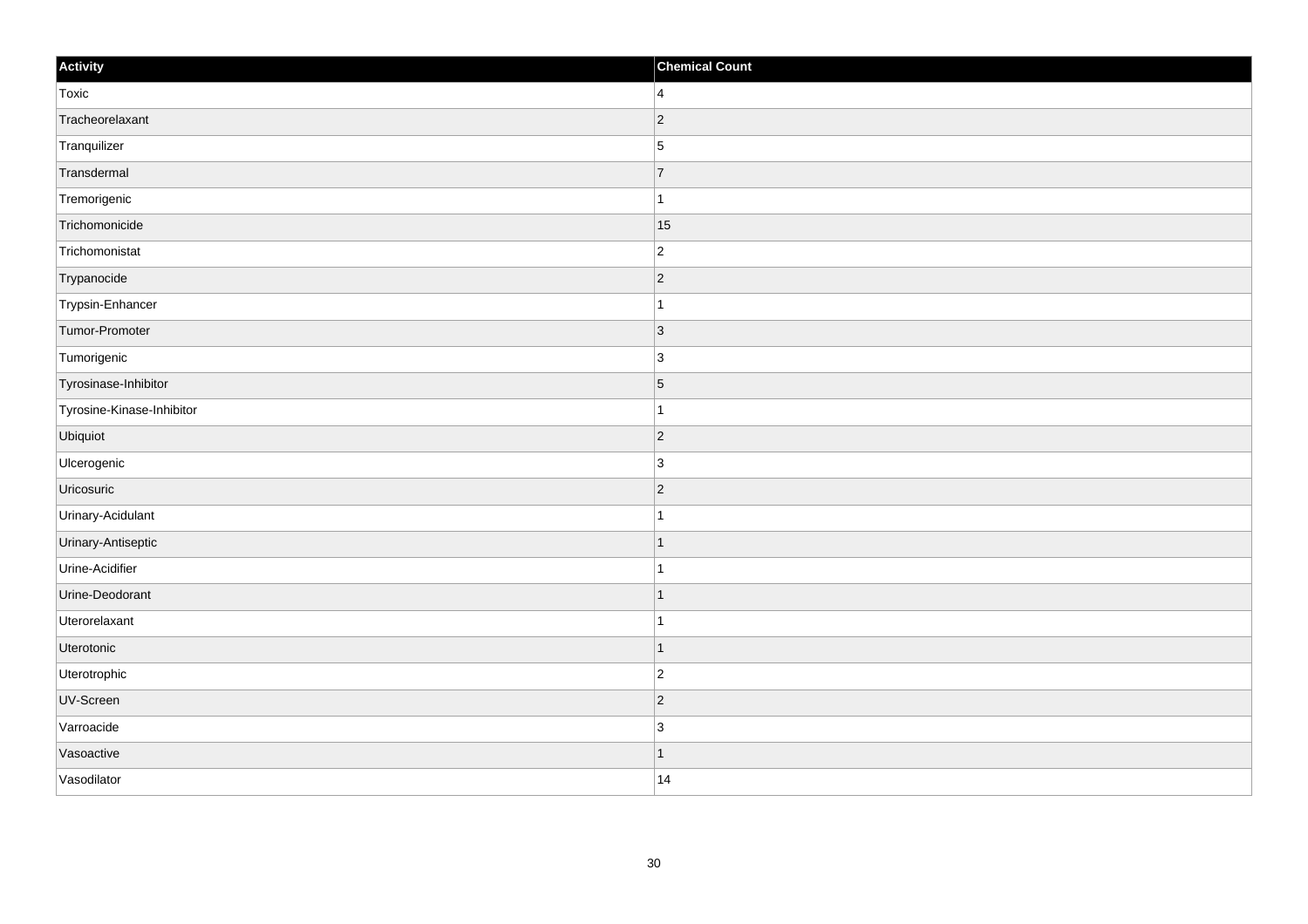| Activity | Chemical Count |
| --- | --- |
| Toxic | 4 |
| Tracheorelaxant | 2 |
| Tranquilizer | 5 |
| Transdermal | 7 |
| Tremorigenic | 1 |
| Trichomonicide | 15 |
| Trichomonistat | 2 |
| Trypanocide | 2 |
| Trypsin-Enhancer | 1 |
| Tumor-Promoter | 3 |
| Tumorigenic | 3 |
| Tyrosinase-Inhibitor | 5 |
| Tyrosine-Kinase-Inhibitor | 1 |
| Ubiquiot | 2 |
| Ulcerogenic | 3 |
| Uricosuric | 2 |
| Urinary-Acidulant | 1 |
| Urinary-Antiseptic | 1 |
| Urine-Acidifier | 1 |
| Urine-Deodorant | 1 |
| Uterorelaxant | 1 |
| Uterotonic | 1 |
| Uterotrophic | 2 |
| UV-Screen | 2 |
| Varroacide | 3 |
| Vasoactive | 1 |
| Vasodilator | 14 |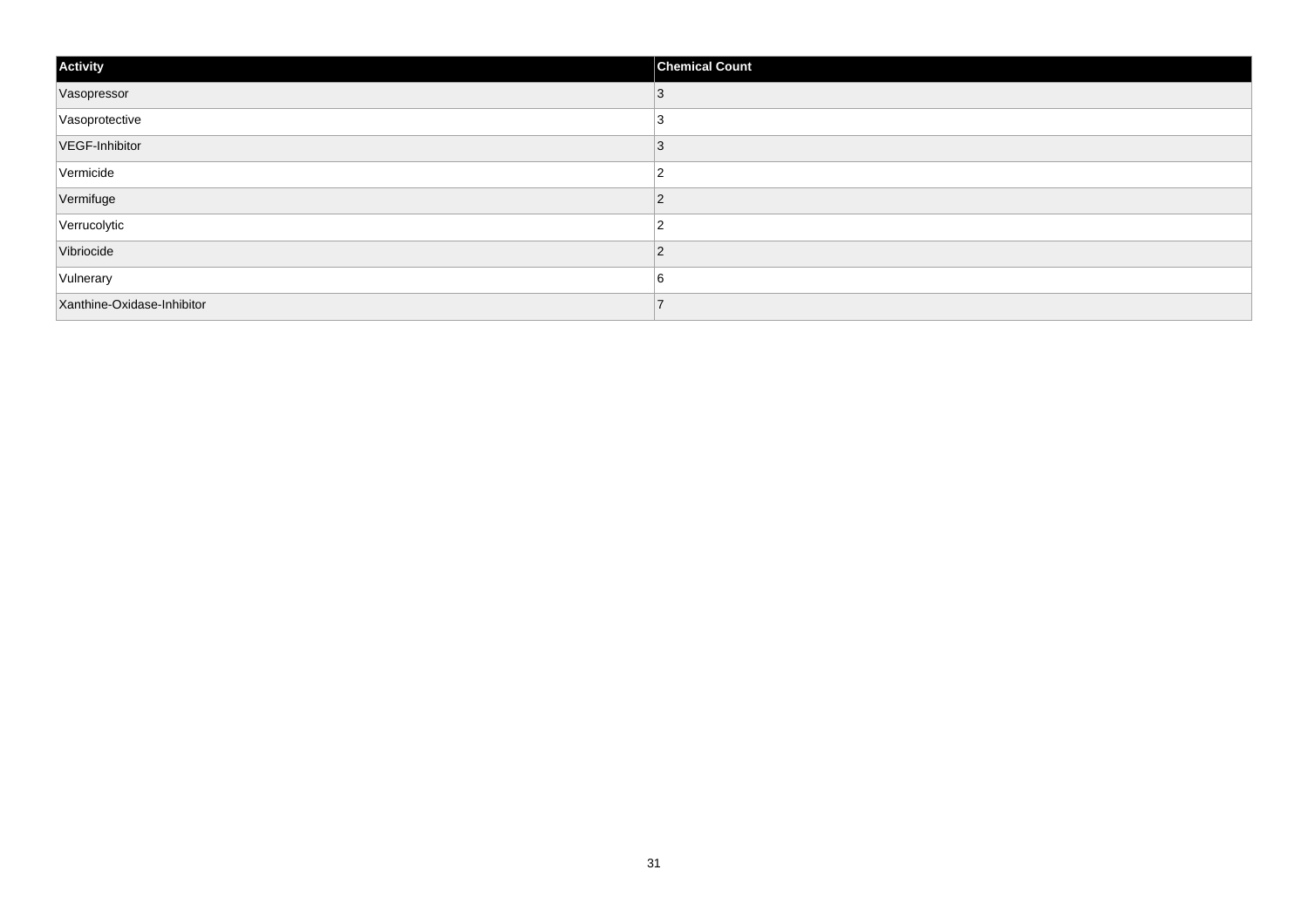| Activity | Chemical Count |
| --- | --- |
| Vasopressor | 3 |
| Vasoprotective | 3 |
| VEGF-Inhibitor | 3 |
| Vermicide | 2 |
| Vermifuge | 2 |
| Verrucolytic | 2 |
| Vibriocide | 2 |
| Vulnerary | 6 |
| Xanthine-Oxidase-Inhibitor | 7 |